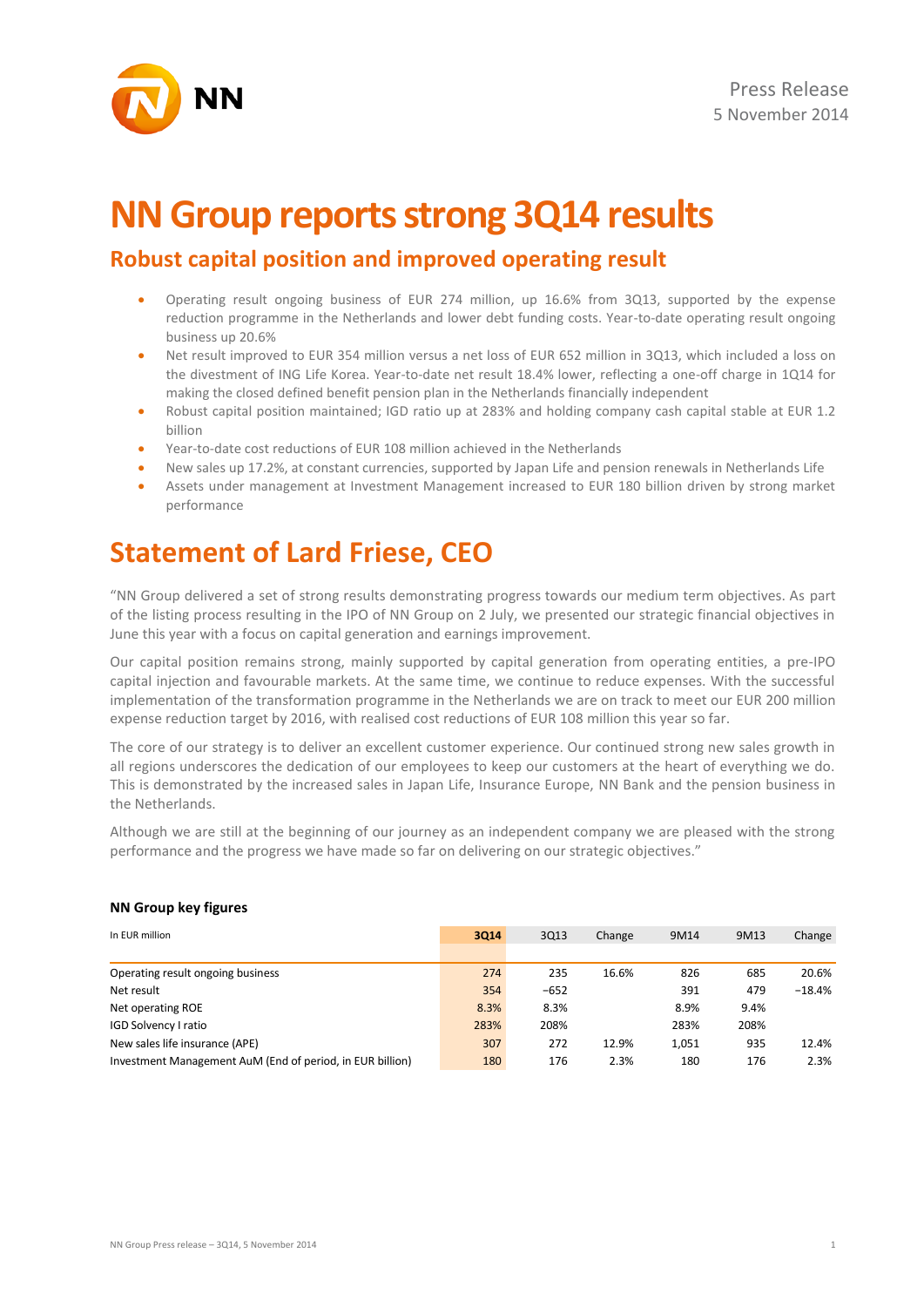Press Release
5 November 2014

# NN Group reports strong 3Q14 results

## Robust capital position and improved operating result

- Operating result ongoing business of EUR 274 million, up 16.6% from 3Q13, supported by the expense reduction programme in the Netherlands and lower debt funding costs. Year-to-date operating result ongoing business up 20.6%
- Net result improved to EUR 354 million versus a net loss of EUR 652 million in 3Q13, which included a loss on the divestment of ING Life Korea. Year-to-date net result 18.4% lower, reflecting a one-off charge in 1Q14 for making the closed defined benefit pension plan in the Netherlands financially independent
- Robust capital position maintained; IGD ratio up at 283% and holding company cash capital stable at EUR 1.2 billion
- Year-to-date cost reductions of EUR 108 million achieved in the Netherlands
- New sales up 17.2%, at constant currencies, supported by Japan Life and pension renewals in Netherlands Life
- Assets under management at Investment Management increased to EUR 180 billion driven by strong market performance

# Statement of Lard Friese, CEO

"NN Group delivered a set of strong results demonstrating progress towards our medium term objectives. As part of the listing process resulting in the IPO of NN Group on 2 July, we presented our strategic financial objectives in June this year with a focus on capital generation and earnings improvement.

Our capital position remains strong, mainly supported by capital generation from operating entities, a pre-IPO capital injection and favourable markets. At the same time, we continue to reduce expenses. With the successful implementation of the transformation programme in the Netherlands we are on track to meet our EUR 200 million expense reduction target by 2016, with realised cost reductions of EUR 108 million this year so far.

The core of our strategy is to deliver an excellent customer experience. Our continued strong new sales growth in all regions underscores the dedication of our employees to keep our customers at the heart of everything we do. This is demonstrated by the increased sales in Japan Life, Insurance Europe, NN Bank and the pension business in the Netherlands.

Although we are still at the beginning of our journey as an independent company we are pleased with the strong performance and the progress we have made so far on delivering on our strategic objectives."

### NN Group key figures

| In EUR million | 3Q14 | 3Q13 | Change | 9M14 | 9M13 | Change |
|---|---|---|---|---|---|---|
| Operating result ongoing business | 274 | 235 | 16.6% | 826 | 685 | 20.6% |
| Net result | 354 | −652 | | 391 | 479 | −18.4% |
| Net operating ROE | 8.3% | 8.3% | | 8.9% | 9.4% | |
| IGD Solvency I ratio | 283% | 208% | | 283% | 208% | |
| New sales life insurance (APE) | 307 | 272 | 12.9% | 1,051 | 935 | 12.4% |
| Investment Management AuM (End of period, in EUR billion) | 180 | 176 | 2.3% | 180 | 176 | 2.3% |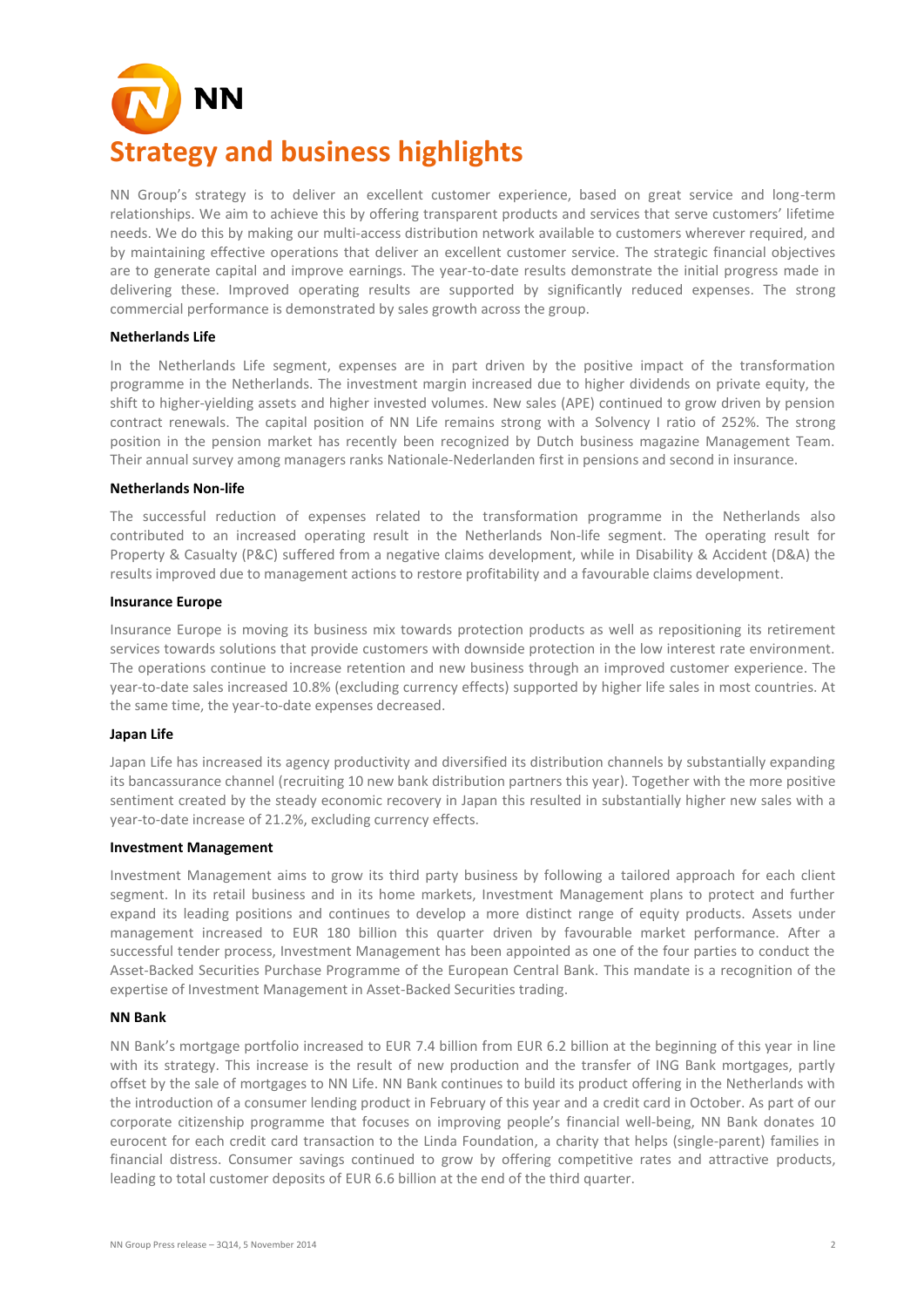# Strategy and business highlights

NN Group's strategy is to deliver an excellent customer experience, based on great service and long-term relationships. We aim to achieve this by offering transparent products and services that serve customers' lifetime needs. We do this by making our multi-access distribution network available to customers wherever required, and by maintaining effective operations that deliver an excellent customer service. The strategic financial objectives are to generate capital and improve earnings. The year-to-date results demonstrate the initial progress made in delivering these. Improved operating results are supported by significantly reduced expenses. The strong commercial performance is demonstrated by sales growth across the group.

**Netherlands Life**

In the Netherlands Life segment, expenses are in part driven by the positive impact of the transformation programme in the Netherlands. The investment margin increased due to higher dividends on private equity, the shift to higher-yielding assets and higher invested volumes. New sales (APE) continued to grow driven by pension contract renewals. The capital position of NN Life remains strong with a Solvency I ratio of 252%. The strong position in the pension market has recently been recognized by Dutch business magazine Management Team. Their annual survey among managers ranks Nationale-Nederlanden first in pensions and second in insurance.

**Netherlands Non-life**

The successful reduction of expenses related to the transformation programme in the Netherlands also contributed to an increased operating result in the Netherlands Non-life segment. The operating result for Property & Casualty (P&C) suffered from a negative claims development, while in Disability & Accident (D&A) the results improved due to management actions to restore profitability and a favourable claims development.

**Insurance Europe**

Insurance Europe is moving its business mix towards protection products as well as repositioning its retirement services towards solutions that provide customers with downside protection in the low interest rate environment. The operations continue to increase retention and new business through an improved customer experience. The year-to-date sales increased 10.8% (excluding currency effects) supported by higher life sales in most countries. At the same time, the year-to-date expenses decreased.

**Japan Life**

Japan Life has increased its agency productivity and diversified its distribution channels by substantially expanding its bancassurance channel (recruiting 10 new bank distribution partners this year). Together with the more positive sentiment created by the steady economic recovery in Japan this resulted in substantially higher new sales with a year-to-date increase of 21.2%, excluding currency effects.

**Investment Management**

Investment Management aims to grow its third party business by following a tailored approach for each client segment. In its retail business and in its home markets, Investment Management plans to protect and further expand its leading positions and continues to develop a more distinct range of equity products. Assets under management increased to EUR 180 billion this quarter driven by favourable market performance. After a successful tender process, Investment Management has been appointed as one of the four parties to conduct the Asset-Backed Securities Purchase Programme of the European Central Bank. This mandate is a recognition of the expertise of Investment Management in Asset-Backed Securities trading.

**NN Bank**

NN Bank's mortgage portfolio increased to EUR 7.4 billion from EUR 6.2 billion at the beginning of this year in line with its strategy. This increase is the result of new production and the transfer of ING Bank mortgages, partly offset by the sale of mortgages to NN Life. NN Bank continues to build its product offering in the Netherlands with the introduction of a consumer lending product in February of this year and a credit card in October. As part of our corporate citizenship programme that focuses on improving people's financial well-being, NN Bank donates 10 eurocent for each credit card transaction to the Linda Foundation, a charity that helps (single-parent) families in financial distress. Consumer savings continued to grow by offering competitive rates and attractive products, leading to total customer deposits of EUR 6.6 billion at the end of the third quarter.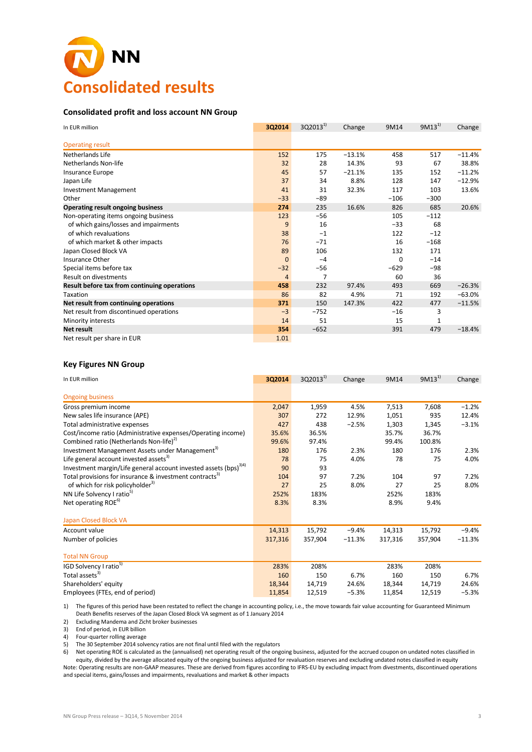# Consolidated results

## Consolidated profit and loss account NN Group

| In EUR million | 3Q2014 | 3Q2013[1] | Change | 9M14 | 9M13[1] | Change |
|---|---|---|---|---|---|---|
| Operating result | | | | | | |
| Netherlands Life | 152 | 175 | −13.1% | 458 | 517 | −11.4% |
| Netherlands Non-life | 32 | 28 | 14.3% | 93 | 67 | 38.8% |
| Insurance Europe | 45 | 57 | −21.1% | 135 | 152 | −11.2% |
| Japan Life | 37 | 34 | 8.8% | 128 | 147 | −12.9% |
| Investment Management | 41 | 31 | 32.3% | 117 | 103 | 13.6% |
| Other | −33 | −89 | | −106 | −300 | |
| **Operating result ongoing business** | **274** | 235 | 16.6% | 826 | 685 | 20.6% |
| Non-operating items ongoing business | 123 | −56 | | 105 | −112 | |
| of which gains/losses and impairments | 9 | 16 | | −33 | 68 | |
| of which revaluations | 38 | −1 | | 122 | −12 | |
| of which market & other impacts | 76 | −71 | | 16 | −168 | |
| Japan Closed Block VA | 89 | 106 | | 132 | 171 | |
| Insurance Other | 0 | −4 | | 0 | −14 | |
| Special items before tax | −32 | −56 | | −629 | −98 | |
| Result on divestments | 4 | 7 | | 60 | 36 | |
| **Result before tax from continuing operations** | **458** | 232 | 97.4% | 493 | 669 | −26.3% |
| Taxation | 86 | 82 | 4.9% | 71 | 192 | −63.0% |
| **Net result from continuing operations** | **371** | 150 | 147.3% | 422 | 477 | −11.5% |
| Net result from discontinued operations | −3 | −752 | | −16 | 3 | |
| Minority interests | 14 | 51 | | 15 | 1 | |
| **Net result** | **354** | −652 | | 391 | 479 | −18.4% |
| Net result per share in EUR | 1.01 | | | | | |

## Key Figures NN Group

| In EUR million | 3Q2014 | 3Q2013[1] | Change | 9M14 | 9M13[1] | Change |
|---|---|---|---|---|---|---|
| Ongoing business | | | | | | |
| Gross premium income | 2,047 | 1,959 | 4.5% | 7,513 | 7,608 | −1.2% |
| New sales life insurance (APE) | 307 | 272 | 12.9% | 1,051 | 935 | 12.4% |
| Total administrative expenses | 427 | 438 | −2.5% | 1,303 | 1,345 | −3.1% |
| Cost/income ratio (Administrative expenses/Operating income) | 35.6% | 36.5% | | 35.7% | 36.7% | |
| Combined ratio (Netherlands Non-life)[2] | 99.6% | 97.4% | | 99.4% | 100.8% | |
| Investment Management Assets under Management[3] | 180 | 176 | 2.3% | 180 | 176 | 2.3% |
| Life general account invested assets[3] | 78 | 75 | 4.0% | 78 | 75 | 4.0% |
| Investment margin/Life general account invested assets (bps)[3)4)] | 90 | 93 | | | | |
| Total provisions for insurance & investment contracts[3] | 104 | 97 | 7.2% | 104 | 97 | 7.2% |
| of which for risk policyholder[3] | 27 | 25 | 8.0% | 27 | 25 | 8.0% |
| NN Life Solvency I ratio[5] | 252% | 183% | | 252% | 183% | |
| Net operating ROE[6] | 8.3% | 8.3% | | 8.9% | 9.4% | |
| Japan Closed Block VA | | | | | | |
| Account value | 14,313 | 15,792 | −9.4% | 14,313 | 15,792 | −9.4% |
| Number of policies | 317,316 | 357,904 | −11.3% | 317,316 | 357,904 | −11.3% |
| Total NN Group | | | | | | |
| IGD Solvency I ratio[5] | 283% | 208% | | 283% | 208% | |
| Total assets[3] | 160 | 150 | 6.7% | 160 | 150 | 6.7% |
| Shareholders' equity | 18,344 | 14,719 | 24.6% | 18,344 | 14,719 | 24.6% |
| Employees (FTEs, end of period) | 11,854 | 12,519 | −5.3% | 11,854 | 12,519 | −5.3% |

1) The figures of this period have been restated to reflect the change in accounting policy, i.e., the move towards fair value accounting for Guaranteed Minimum Death Benefits reserves of the Japan Closed Block VA segment as of 1 January 2014
2) Excluding Mandema and Zicht broker businesses
3) End of period, in EUR billion
4) Four-quarter rolling average
5) The 30 September 2014 solvency ratios are not final until filed with the regulators
6) Net operating ROE is calculated as the (annualised) net operating result of the ongoing business, adjusted for the accrued coupon on undated notes classified in equity, divided by the average allocated equity of the ongoing business adjusted for revaluation reserves and excluding undated notes classified in equity

Note: Operating results are non-GAAP measures. These are derived from figures according to IFRS-EU by excluding impact from divestments, discontinued operations and special items, gains/losses and impairments, revaluations and market & other impacts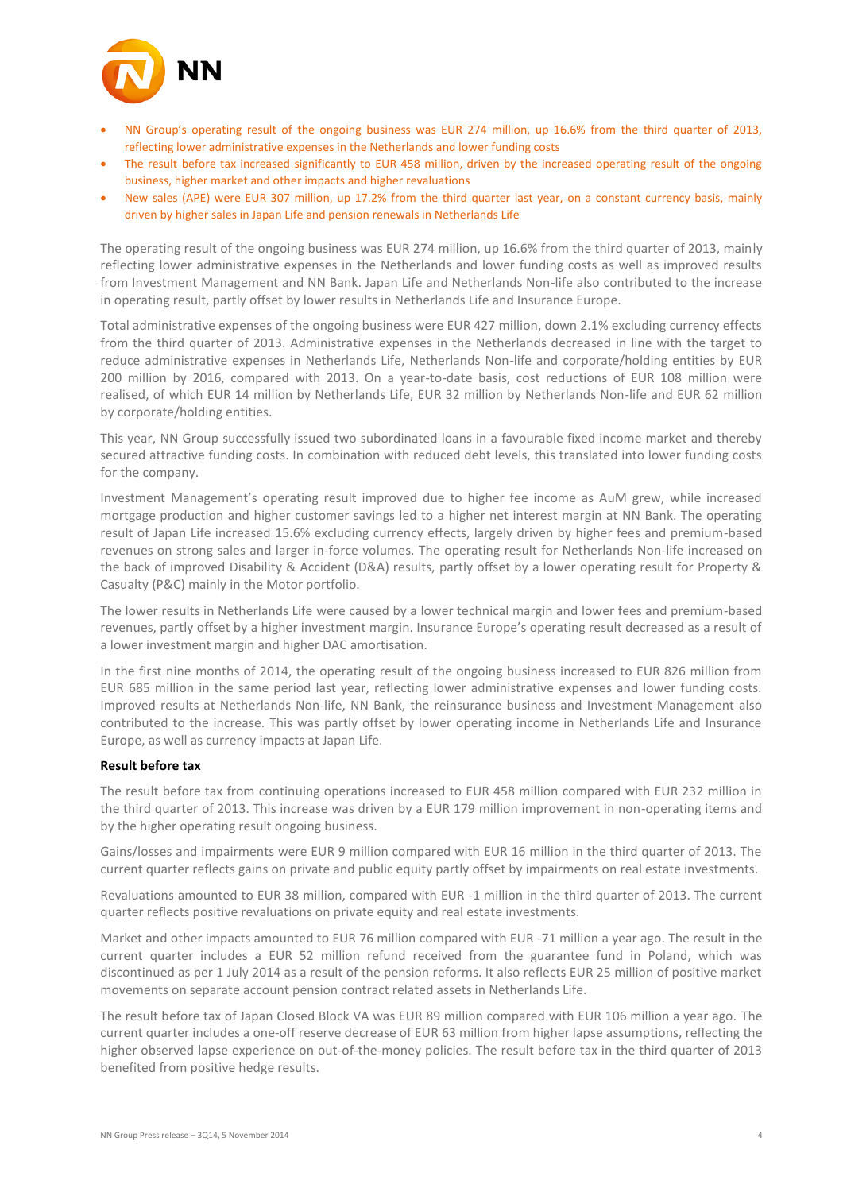- NN Group's operating result of the ongoing business was EUR 274 million, up 16.6% from the third quarter of 2013, reflecting lower administrative expenses in the Netherlands and lower funding costs
- The result before tax increased significantly to EUR 458 million, driven by the increased operating result of the ongoing business, higher market and other impacts and higher revaluations
- New sales (APE) were EUR 307 million, up 17.2% from the third quarter last year, on a constant currency basis, mainly driven by higher sales in Japan Life and pension renewals in Netherlands Life

The operating result of the ongoing business was EUR 274 million, up 16.6% from the third quarter of 2013, mainly reflecting lower administrative expenses in the Netherlands and lower funding costs as well as improved results from Investment Management and NN Bank. Japan Life and Netherlands Non-life also contributed to the increase in operating result, partly offset by lower results in Netherlands Life and Insurance Europe.

Total administrative expenses of the ongoing business were EUR 427 million, down 2.1% excluding currency effects from the third quarter of 2013. Administrative expenses in the Netherlands decreased in line with the target to reduce administrative expenses in Netherlands Life, Netherlands Non-life and corporate/holding entities by EUR 200 million by 2016, compared with 2013. On a year-to-date basis, cost reductions of EUR 108 million were realised, of which EUR 14 million by Netherlands Life, EUR 32 million by Netherlands Non-life and EUR 62 million by corporate/holding entities.

This year, NN Group successfully issued two subordinated loans in a favourable fixed income market and thereby secured attractive funding costs. In combination with reduced debt levels, this translated into lower funding costs for the company.

Investment Management's operating result improved due to higher fee income as AuM grew, while increased mortgage production and higher customer savings led to a higher net interest margin at NN Bank. The operating result of Japan Life increased 15.6% excluding currency effects, largely driven by higher fees and premium-based revenues on strong sales and larger in-force volumes. The operating result for Netherlands Non-life increased on the back of improved Disability & Accident (D&A) results, partly offset by a lower operating result for Property & Casualty (P&C) mainly in the Motor portfolio.

The lower results in Netherlands Life were caused by a lower technical margin and lower fees and premium-based revenues, partly offset by a higher investment margin. Insurance Europe's operating result decreased as a result of a lower investment margin and higher DAC amortisation.

In the first nine months of 2014, the operating result of the ongoing business increased to EUR 826 million from EUR 685 million in the same period last year, reflecting lower administrative expenses and lower funding costs. Improved results at Netherlands Non-life, NN Bank, the reinsurance business and Investment Management also contributed to the increase. This was partly offset by lower operating income in Netherlands Life and Insurance Europe, as well as currency impacts at Japan Life.

**Result before tax**

The result before tax from continuing operations increased to EUR 458 million compared with EUR 232 million in the third quarter of 2013. This increase was driven by a EUR 179 million improvement in non-operating items and by the higher operating result ongoing business.

Gains/losses and impairments were EUR 9 million compared with EUR 16 million in the third quarter of 2013. The current quarter reflects gains on private and public equity partly offset by impairments on real estate investments.

Revaluations amounted to EUR 38 million, compared with EUR -1 million in the third quarter of 2013. The current quarter reflects positive revaluations on private equity and real estate investments.

Market and other impacts amounted to EUR 76 million compared with EUR -71 million a year ago. The result in the current quarter includes a EUR 52 million refund received from the guarantee fund in Poland, which was discontinued as per 1 July 2014 as a result of the pension reforms. It also reflects EUR 25 million of positive market movements on separate account pension contract related assets in Netherlands Life.

The result before tax of Japan Closed Block VA was EUR 89 million compared with EUR 106 million a year ago. The current quarter includes a one-off reserve decrease of EUR 63 million from higher lapse assumptions, reflecting the higher observed lapse experience on out-of-the-money policies. The result before tax in the third quarter of 2013 benefited from positive hedge results.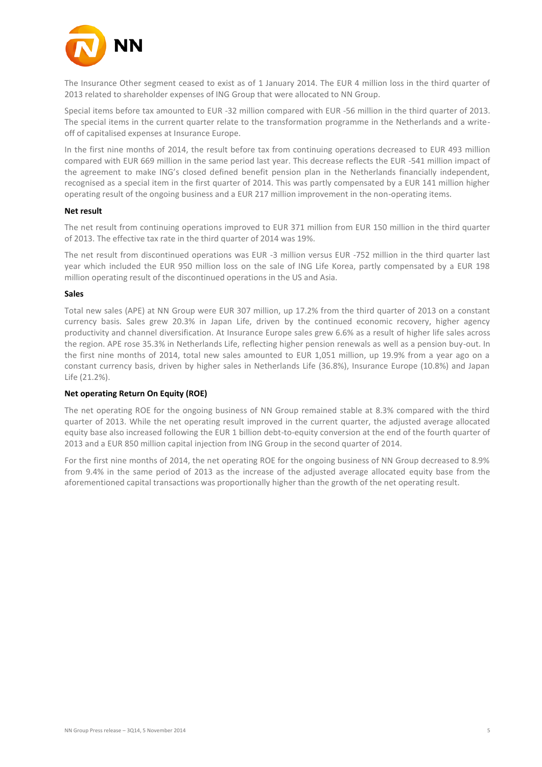The Insurance Other segment ceased to exist as of 1 January 2014. The EUR 4 million loss in the third quarter of 2013 related to shareholder expenses of ING Group that were allocated to NN Group.

Special items before tax amounted to EUR -32 million compared with EUR -56 million in the third quarter of 2013. The special items in the current quarter relate to the transformation programme in the Netherlands and a write-off of capitalised expenses at Insurance Europe.

In the first nine months of 2014, the result before tax from continuing operations decreased to EUR 493 million compared with EUR 669 million in the same period last year. This decrease reflects the EUR -541 million impact of the agreement to make ING's closed defined benefit pension plan in the Netherlands financially independent, recognised as a special item in the first quarter of 2014. This was partly compensated by a EUR 141 million higher operating result of the ongoing business and a EUR 217 million improvement in the non-operating items.

**Net result**

The net result from continuing operations improved to EUR 371 million from EUR 150 million in the third quarter of 2013. The effective tax rate in the third quarter of 2014 was 19%.

The net result from discontinued operations was EUR -3 million versus EUR -752 million in the third quarter last year which included the EUR 950 million loss on the sale of ING Life Korea, partly compensated by a EUR 198 million operating result of the discontinued operations in the US and Asia.

**Sales**

Total new sales (APE) at NN Group were EUR 307 million, up 17.2% from the third quarter of 2013 on a constant currency basis. Sales grew 20.3% in Japan Life, driven by the continued economic recovery, higher agency productivity and channel diversification. At Insurance Europe sales grew 6.6% as a result of higher life sales across the region. APE rose 35.3% in Netherlands Life, reflecting higher pension renewals as well as a pension buy-out. In the first nine months of 2014, total new sales amounted to EUR 1,051 million, up 19.9% from a year ago on a constant currency basis, driven by higher sales in Netherlands Life (36.8%), Insurance Europe (10.8%) and Japan Life (21.2%).

**Net operating Return On Equity (ROE)**

The net operating ROE for the ongoing business of NN Group remained stable at 8.3% compared with the third quarter of 2013. While the net operating result improved in the current quarter, the adjusted average allocated equity base also increased following the EUR 1 billion debt-to-equity conversion at the end of the fourth quarter of 2013 and a EUR 850 million capital injection from ING Group in the second quarter of 2014.

For the first nine months of 2014, the net operating ROE for the ongoing business of NN Group decreased to 8.9% from 9.4% in the same period of 2013 as the increase of the adjusted average allocated equity base from the aforementioned capital transactions was proportionally higher than the growth of the net operating result.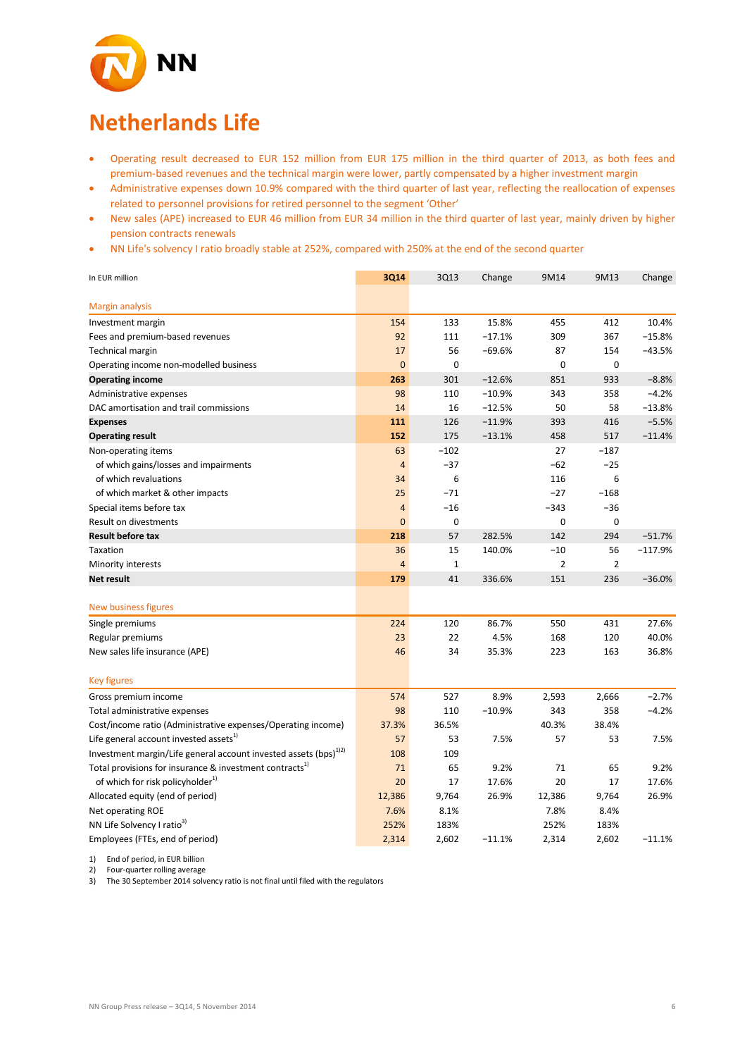# Netherlands Life

- Operating result decreased to EUR 152 million from EUR 175 million in the third quarter of 2013, as both fees and premium-based revenues and the technical margin were lower, partly compensated by a higher investment margin
- Administrative expenses down 10.9% compared with the third quarter of last year, reflecting the reallocation of expenses related to personnel provisions for retired personnel to the segment 'Other'
- New sales (APE) increased to EUR 46 million from EUR 34 million in the third quarter of last year, mainly driven by higher pension contracts renewals
- NN Life's solvency I ratio broadly stable at 252%, compared with 250% at the end of the second quarter

| In EUR million | 3Q14 | 3Q13 | Change | 9M14 | 9M13 | Change |
|---|---|---|---|---|---|---|
| **Margin analysis** | | | | | | |
| Investment margin | 154 | 133 | 15.8% | 455 | 412 | 10.4% |
| Fees and premium-based revenues | 92 | 111 | −17.1% | 309 | 367 | −15.8% |
| Technical margin | 17 | 56 | −69.6% | 87 | 154 | −43.5% |
| Operating income non-modelled business | 0 | 0 | | 0 | 0 | |
| **Operating income** | **263** | 301 | −12.6% | 851 | 933 | −8.8% |
| Administrative expenses | 98 | 110 | −10.9% | 343 | 358 | −4.2% |
| DAC amortisation and trail commissions | 14 | 16 | −12.5% | 50 | 58 | −13.8% |
| **Expenses** | **111** | 126 | −11.9% | 393 | 416 | −5.5% |
| **Operating result** | **152** | 175 | −13.1% | 458 | 517 | −11.4% |
| Non-operating items | 63 | −102 | | 27 | −187 | |
| of which gains/losses and impairments | 4 | −37 | | −62 | −25 | |
| of which revaluations | 34 | 6 | | 116 | 6 | |
| of which market & other impacts | 25 | −71 | | −27 | −168 | |
| Special items before tax | 4 | −16 | | −343 | −36 | |
| Result on divestments | 0 | 0 | | 0 | 0 | |
| **Result before tax** | **218** | 57 | 282.5% | 142 | 294 | −51.7% |
| Taxation | 36 | 15 | 140.0% | −10 | 56 | −117.9% |
| Minority interests | 4 | 1 | | 2 | 2 | |
| **Net result** | **179** | 41 | 336.6% | 151 | 236 | −36.0% |
| | | | | | | |
| **New business figures** | | | | | | |
| Single premiums | 224 | 120 | 86.7% | 550 | 431 | 27.6% |
| Regular premiums | 23 | 22 | 4.5% | 168 | 120 | 40.0% |
| New sales life insurance (APE) | 46 | 34 | 35.3% | 223 | 163 | 36.8% |
| | | | | | | |
| **Key figures** | | | | | | |
| Gross premium income | 574 | 527 | 8.9% | 2,593 | 2,666 | −2.7% |
| Total administrative expenses | 98 | 110 | −10.9% | 343 | 358 | −4.2% |
| Cost/income ratio (Administrative expenses/Operating income) | 37.3% | 36.5% | | 40.3% | 38.4% | |
| Life general account invested assets[1] | 57 | 53 | 7.5% | 57 | 53 | 7.5% |
| Investment margin/Life general account invested assets (bps)[1][2] | 108 | 109 | | | | |
| Total provisions for insurance & investment contracts[1] | 71 | 65 | 9.2% | 71 | 65 | 9.2% |
| of which for risk policyholder[1] | 20 | 17 | 17.6% | 20 | 17 | 17.6% |
| Allocated equity (end of period) | 12,386 | 9,764 | 26.9% | 12,386 | 9,764 | 26.9% |
| Net operating ROE | 7.6% | 8.1% | | 7.8% | 8.4% | |
| NN Life Solvency I ratio[3] | 252% | 183% | | 252% | 183% | |
| Employees (FTEs, end of period) | 2,314 | 2,602 | −11.1% | 2,314 | 2,602 | −11.1% |

1) End of period, in EUR billion
2) Four-quarter rolling average
3) The 30 September 2014 solvency ratio is not final until filed with the regulators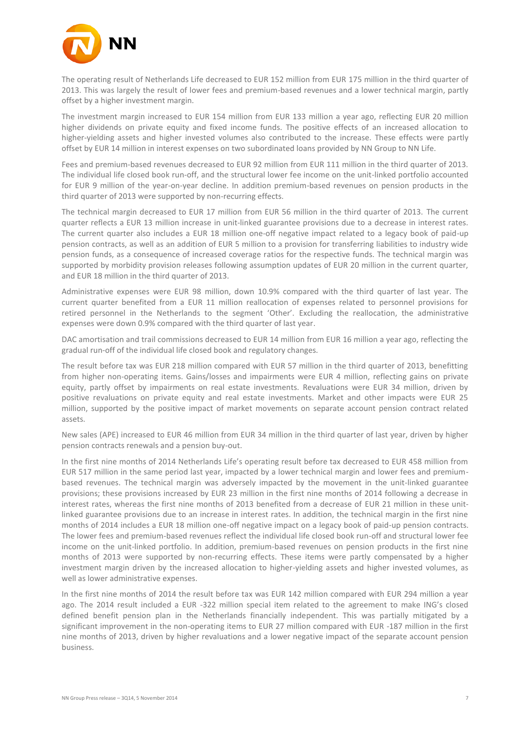The operating result of Netherlands Life decreased to EUR 152 million from EUR 175 million in the third quarter of 2013. This was largely the result of lower fees and premium-based revenues and a lower technical margin, partly offset by a higher investment margin.

The investment margin increased to EUR 154 million from EUR 133 million a year ago, reflecting EUR 20 million higher dividends on private equity and fixed income funds. The positive effects of an increased allocation to higher-yielding assets and higher invested volumes also contributed to the increase. These effects were partly offset by EUR 14 million in interest expenses on two subordinated loans provided by NN Group to NN Life.

Fees and premium-based revenues decreased to EUR 92 million from EUR 111 million in the third quarter of 2013. The individual life closed book run-off, and the structural lower fee income on the unit-linked portfolio accounted for EUR 9 million of the year-on-year decline. In addition premium-based revenues on pension products in the third quarter of 2013 were supported by non-recurring effects.

The technical margin decreased to EUR 17 million from EUR 56 million in the third quarter of 2013. The current quarter reflects a EUR 13 million increase in unit-linked guarantee provisions due to a decrease in interest rates. The current quarter also includes a EUR 18 million one-off negative impact related to a legacy book of paid-up pension contracts, as well as an addition of EUR 5 million to a provision for transferring liabilities to industry wide pension funds, as a consequence of increased coverage ratios for the respective funds. The technical margin was supported by morbidity provision releases following assumption updates of EUR 20 million in the current quarter, and EUR 18 million in the third quarter of 2013.

Administrative expenses were EUR 98 million, down 10.9% compared with the third quarter of last year. The current quarter benefited from a EUR 11 million reallocation of expenses related to personnel provisions for retired personnel in the Netherlands to the segment 'Other'. Excluding the reallocation, the administrative expenses were down 0.9% compared with the third quarter of last year.

DAC amortisation and trail commissions decreased to EUR 14 million from EUR 16 million a year ago, reflecting the gradual run-off of the individual life closed book and regulatory changes.

The result before tax was EUR 218 million compared with EUR 57 million in the third quarter of 2013, benefitting from higher non-operating items. Gains/losses and impairments were EUR 4 million, reflecting gains on private equity, partly offset by impairments on real estate investments. Revaluations were EUR 34 million, driven by positive revaluations on private equity and real estate investments. Market and other impacts were EUR 25 million, supported by the positive impact of market movements on separate account pension contract related assets.

New sales (APE) increased to EUR 46 million from EUR 34 million in the third quarter of last year, driven by higher pension contracts renewals and a pension buy-out.

In the first nine months of 2014 Netherlands Life's operating result before tax decreased to EUR 458 million from EUR 517 million in the same period last year, impacted by a lower technical margin and lower fees and premium-based revenues. The technical margin was adversely impacted by the movement in the unit-linked guarantee provisions; these provisions increased by EUR 23 million in the first nine months of 2014 following a decrease in interest rates, whereas the first nine months of 2013 benefited from a decrease of EUR 21 million in these unit-linked guarantee provisions due to an increase in interest rates. In addition, the technical margin in the first nine months of 2014 includes a EUR 18 million one-off negative impact on a legacy book of paid-up pension contracts. The lower fees and premium-based revenues reflect the individual life closed book run-off and structural lower fee income on the unit-linked portfolio. In addition, premium-based revenues on pension products in the first nine months of 2013 were supported by non-recurring effects. These items were partly compensated by a higher investment margin driven by the increased allocation to higher-yielding assets and higher invested volumes, as well as lower administrative expenses.

In the first nine months of 2014 the result before tax was EUR 142 million compared with EUR 294 million a year ago. The 2014 result included a EUR -322 million special item related to the agreement to make ING's closed defined benefit pension plan in the Netherlands financially independent. This was partially mitigated by a significant improvement in the non-operating items to EUR 27 million compared with EUR -187 million in the first nine months of 2013, driven by higher revaluations and a lower negative impact of the separate account pension business.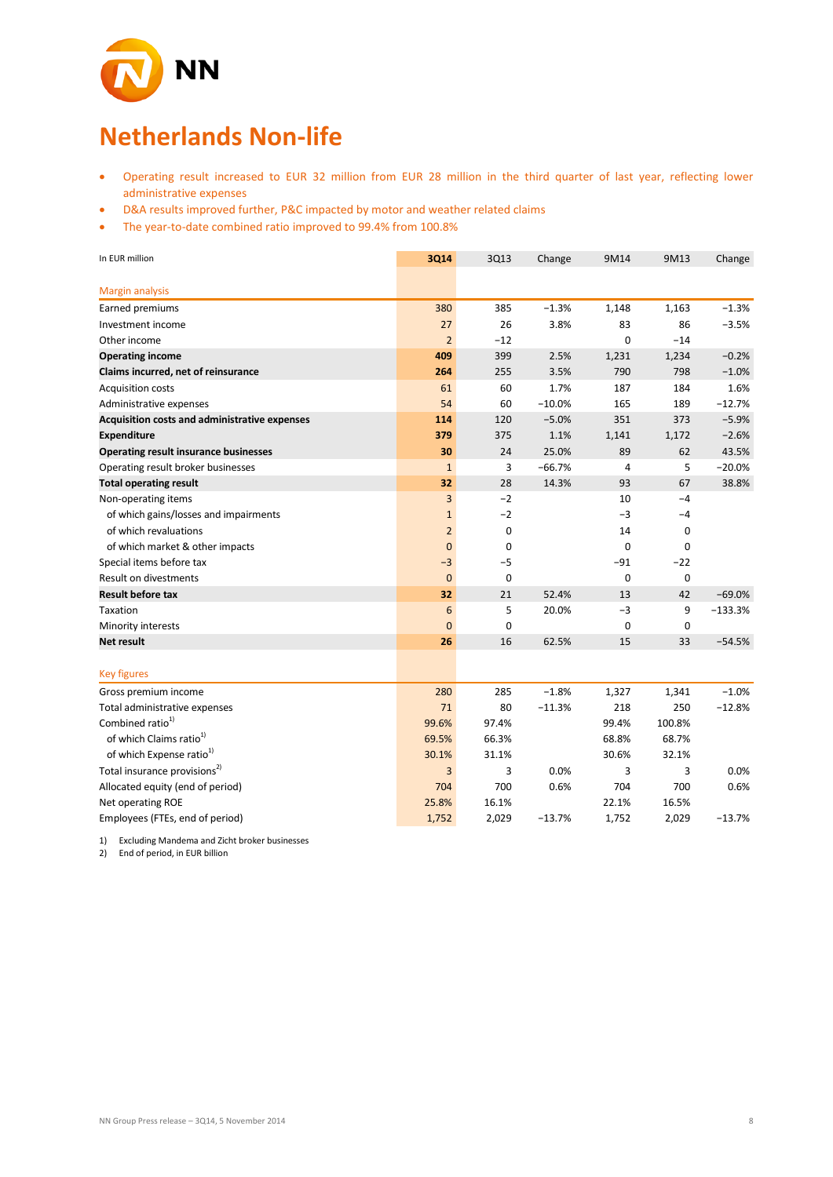# Netherlands Non-life

- Operating result increased to EUR 32 million from EUR 28 million in the third quarter of last year, reflecting lower administrative expenses
- D&A results improved further, P&C impacted by motor and weather related claims
- The year-to-date combined ratio improved to 99.4% from 100.8%

| In EUR million | 3Q14 | 3Q13 | Change | 9M14 | 9M13 | Change |
|---|---|---|---|---|---|---|
| **Margin analysis** | | | | | | |
| Earned premiums | 380 | 385 | −1.3% | 1,148 | 1,163 | −1.3% |
| Investment income | 27 | 26 | 3.8% | 83 | 86 | −3.5% |
| Other income | 2 | −12 | | 0 | −14 | |
| **Operating income** | **409** | 399 | 2.5% | 1,231 | 1,234 | −0.2% |
| **Claims incurred, net of reinsurance** | **264** | 255 | 3.5% | 790 | 798 | −1.0% |
| Acquisition costs | 61 | 60 | 1.7% | 187 | 184 | 1.6% |
| Administrative expenses | 54 | 60 | −10.0% | 165 | 189 | −12.7% |
| **Acquisition costs and administrative expenses** | **114** | 120 | −5.0% | 351 | 373 | −5.9% |
| **Expenditure** | **379** | 375 | 1.1% | 1,141 | 1,172 | −2.6% |
| **Operating result insurance businesses** | **30** | 24 | 25.0% | 89 | 62 | 43.5% |
| Operating result broker businesses | 1 | 3 | −66.7% | 4 | 5 | −20.0% |
| **Total operating result** | **32** | 28 | 14.3% | 93 | 67 | 38.8% |
| Non-operating items | 3 | −2 | | 10 | −4 | |
| of which gains/losses and impairments | 1 | −2 | | −3 | −4 | |
| of which revaluations | 2 | 0 | | 14 | 0 | |
| of which market & other impacts | 0 | 0 | | 0 | 0 | |
| Special items before tax | −3 | −5 | | −91 | −22 | |
| Result on divestments | 0 | 0 | | 0 | 0 | |
| **Result before tax** | **32** | 21 | 52.4% | 13 | 42 | −69.0% |
| Taxation | 6 | 5 | 20.0% | −3 | 9 | −133.3% |
| Minority interests | 0 | 0 | | 0 | 0 | |
| **Net result** | **26** | 16 | 62.5% | 15 | 33 | −54.5% |
| **Key figures** | | | | | | |
| Gross premium income | 280 | 285 | −1.8% | 1,327 | 1,341 | −1.0% |
| Total administrative expenses | 71 | 80 | −11.3% | 218 | 250 | −12.8% |
| Combined ratio[1] | 99.6% | 97.4% | | 99.4% | 100.8% | |
| of which Claims ratio[1] | 69.5% | 66.3% | | 68.8% | 68.7% | |
| of which Expense ratio[1] | 30.1% | 31.1% | | 30.6% | 32.1% | |
| Total insurance provisions[2] | 3 | 3 | 0.0% | 3 | 3 | 0.0% |
| Allocated equity (end of period) | 704 | 700 | 0.6% | 704 | 700 | 0.6% |
| Net operating ROE | 25.8% | 16.1% | | 22.1% | 16.5% | |
| Employees (FTEs, end of period) | 1,752 | 2,029 | −13.7% | 1,752 | 2,029 | −13.7% |

1) Excluding Mandema and Zicht broker businesses
2) End of period, in EUR billion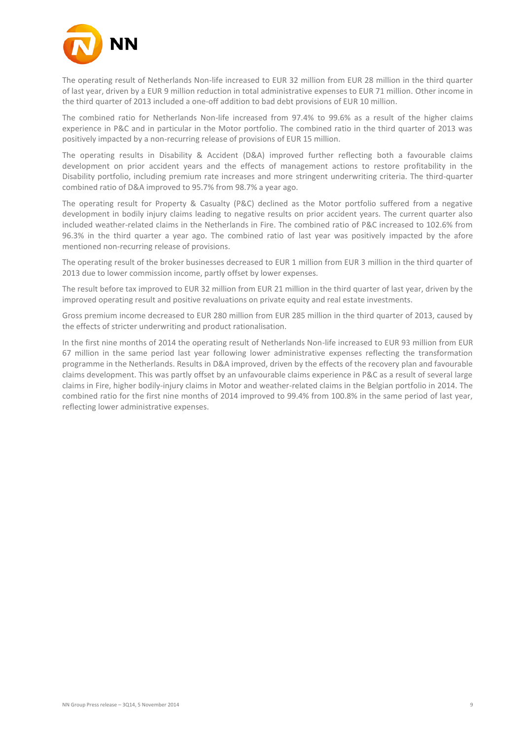The operating result of Netherlands Non-life increased to EUR 32 million from EUR 28 million in the third quarter of last year, driven by a EUR 9 million reduction in total administrative expenses to EUR 71 million. Other income in the third quarter of 2013 included a one-off addition to bad debt provisions of EUR 10 million.

The combined ratio for Netherlands Non-life increased from 97.4% to 99.6% as a result of the higher claims experience in P&C and in particular in the Motor portfolio. The combined ratio in the third quarter of 2013 was positively impacted by a non-recurring release of provisions of EUR 15 million.

The operating results in Disability & Accident (D&A) improved further reflecting both a favourable claims development on prior accident years and the effects of management actions to restore profitability in the Disability portfolio, including premium rate increases and more stringent underwriting criteria. The third-quarter combined ratio of D&A improved to 95.7% from 98.7% a year ago.

The operating result for Property & Casualty (P&C) declined as the Motor portfolio suffered from a negative development in bodily injury claims leading to negative results on prior accident years. The current quarter also included weather-related claims in the Netherlands in Fire. The combined ratio of P&C increased to 102.6% from 96.3% in the third quarter a year ago. The combined ratio of last year was positively impacted by the afore mentioned non-recurring release of provisions.

The operating result of the broker businesses decreased to EUR 1 million from EUR 3 million in the third quarter of 2013 due to lower commission income, partly offset by lower expenses.

The result before tax improved to EUR 32 million from EUR 21 million in the third quarter of last year, driven by the improved operating result and positive revaluations on private equity and real estate investments.

Gross premium income decreased to EUR 280 million from EUR 285 million in the third quarter of 2013, caused by the effects of stricter underwriting and product rationalisation.

In the first nine months of 2014 the operating result of Netherlands Non-life increased to EUR 93 million from EUR 67 million in the same period last year following lower administrative expenses reflecting the transformation programme in the Netherlands. Results in D&A improved, driven by the effects of the recovery plan and favourable claims development. This was partly offset by an unfavourable claims experience in P&C as a result of several large claims in Fire, higher bodily-injury claims in Motor and weather-related claims in the Belgian portfolio in 2014. The combined ratio for the first nine months of 2014 improved to 99.4% from 100.8% in the same period of last year, reflecting lower administrative expenses.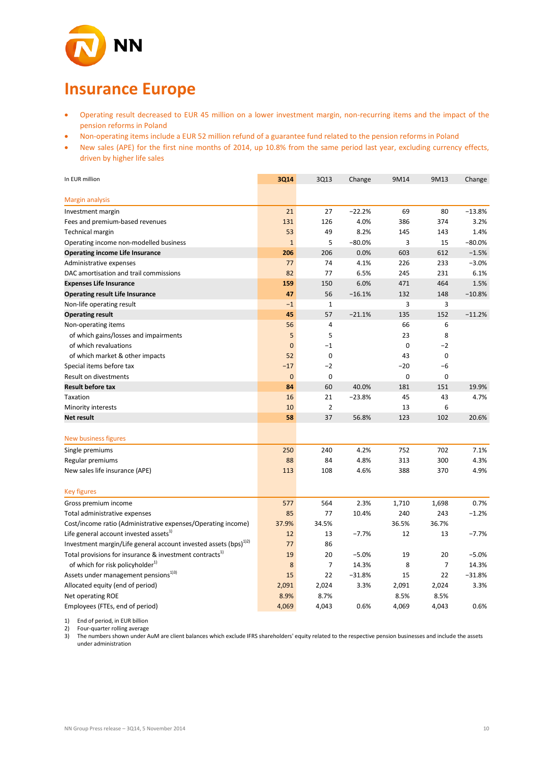# Insurance Europe

- Operating result decreased to EUR 45 million on a lower investment margin, non-recurring items and the impact of the pension reforms in Poland
- Non-operating items include a EUR 52 million refund of a guarantee fund related to the pension reforms in Poland
- New sales (APE) for the first nine months of 2014, up 10.8% from the same period last year, excluding currency effects, driven by higher life sales

| In EUR million | 3Q14 | 3Q13 | Change | 9M14 | 9M13 | Change |
|---|---|---|---|---|---|---|
| **Margin analysis** | | | | | | |
| Investment margin | 21 | 27 | −22.2% | 69 | 80 | −13.8% |
| Fees and premium-based revenues | 131 | 126 | 4.0% | 386 | 374 | 3.2% |
| Technical margin | 53 | 49 | 8.2% | 145 | 143 | 1.4% |
| Operating income non-modelled business | 1 | 5 | −80.0% | 3 | 15 | −80.0% |
| **Operating income Life Insurance** | **206** | 206 | 0.0% | 603 | 612 | −1.5% |
| Administrative expenses | 77 | 74 | 4.1% | 226 | 233 | −3.0% |
| DAC amortisation and trail commissions | 82 | 77 | 6.5% | 245 | 231 | 6.1% |
| **Expenses Life Insurance** | **159** | 150 | 6.0% | 471 | 464 | 1.5% |
| **Operating result Life Insurance** | **47** | 56 | −16.1% | 132 | 148 | −10.8% |
| Non-life operating result | −1 | 1 | | 3 | 3 | |
| **Operating result** | **45** | 57 | −21.1% | 135 | 152 | −11.2% |
| Non-operating items | 56 | 4 | | 66 | 6 | |
| of which gains/losses and impairments | 5 | 5 | | 23 | 8 | |
| of which revaluations | 0 | −1 | | 0 | −2 | |
| of which market & other impacts | 52 | 0 | | 43 | 0 | |
| Special items before tax | −17 | −2 | | −20 | −6 | |
| Result on divestments | 0 | 0 | | 0 | 0 | |
| **Result before tax** | **84** | 60 | 40.0% | 181 | 151 | 19.9% |
| Taxation | 16 | 21 | −23.8% | 45 | 43 | 4.7% |
| Minority interests | 10 | 2 | | 13 | 6 | |
| **Net result** | **58** | 37 | 56.8% | 123 | 102 | 20.6% |
| **New business figures** | | | | | | |
| Single premiums | 250 | 240 | 4.2% | 752 | 702 | 7.1% |
| Regular premiums | 88 | 84 | 4.8% | 313 | 300 | 4.3% |
| New sales life insurance (APE) | 113 | 108 | 4.6% | 388 | 370 | 4.9% |
| **Key figures** | | | | | | |
| Gross premium income | 577 | 564 | 2.3% | 1,710 | 1,698 | 0.7% |
| Total administrative expenses | 85 | 77 | 10.4% | 240 | 243 | −1.2% |
| Cost/income ratio (Administrative expenses/Operating income) | 37.9% | 34.5% | | 36.5% | 36.7% | |
| Life general account invested assets[1] | 12 | 13 | −7.7% | 12 | 13 | −7.7% |
| Investment margin/Life general account invested assets (bps)[1)2)] | 77 | 86 | | | | |
| Total provisions for insurance & investment contracts[1] | 19 | 20 | −5.0% | 19 | 20 | −5.0% |
| of which for risk policyholder[1] | 8 | 7 | 14.3% | 8 | 7 | 14.3% |
| Assets under management pensions[1)3)] | 15 | 22 | −31.8% | 15 | 22 | −31.8% |
| Allocated equity (end of period) | 2,091 | 2,024 | 3.3% | 2,091 | 2,024 | 3.3% |
| Net operating ROE | 8.9% | 8.7% | | 8.5% | 8.5% | |
| Employees (FTEs, end of period) | 4,069 | 4,043 | 0.6% | 4,069 | 4,043 | 0.6% |

1) End of period, in EUR billion
2) Four-quarter rolling average
3) The numbers shown under AuM are client balances which exclude IFRS shareholders' equity related to the respective pension businesses and include the assets under administration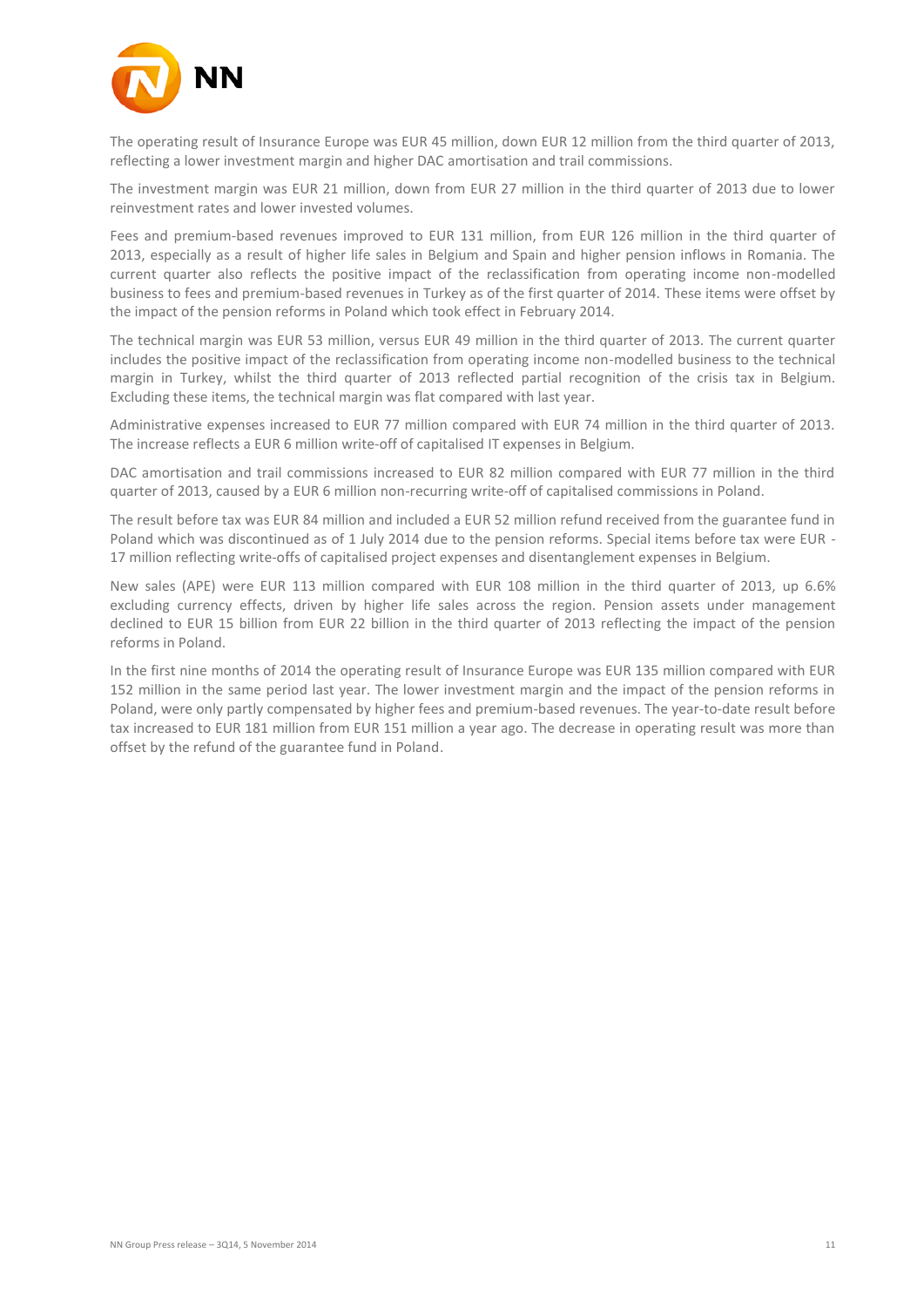The operating result of Insurance Europe was EUR 45 million, down EUR 12 million from the third quarter of 2013, reflecting a lower investment margin and higher DAC amortisation and trail commissions.

The investment margin was EUR 21 million, down from EUR 27 million in the third quarter of 2013 due to lower reinvestment rates and lower invested volumes.

Fees and premium-based revenues improved to EUR 131 million, from EUR 126 million in the third quarter of 2013, especially as a result of higher life sales in Belgium and Spain and higher pension inflows in Romania. The current quarter also reflects the positive impact of the reclassification from operating income non-modelled business to fees and premium-based revenues in Turkey as of the first quarter of 2014. These items were offset by the impact of the pension reforms in Poland which took effect in February 2014.

The technical margin was EUR 53 million, versus EUR 49 million in the third quarter of 2013. The current quarter includes the positive impact of the reclassification from operating income non-modelled business to the technical margin in Turkey, whilst the third quarter of 2013 reflected partial recognition of the crisis tax in Belgium. Excluding these items, the technical margin was flat compared with last year.

Administrative expenses increased to EUR 77 million compared with EUR 74 million in the third quarter of 2013. The increase reflects a EUR 6 million write-off of capitalised IT expenses in Belgium.

DAC amortisation and trail commissions increased to EUR 82 million compared with EUR 77 million in the third quarter of 2013, caused by a EUR 6 million non-recurring write-off of capitalised commissions in Poland.

The result before tax was EUR 84 million and included a EUR 52 million refund received from the guarantee fund in Poland which was discontinued as of 1 July 2014 due to the pension reforms. Special items before tax were EUR -17 million reflecting write-offs of capitalised project expenses and disentanglement expenses in Belgium.

New sales (APE) were EUR 113 million compared with EUR 108 million in the third quarter of 2013, up 6.6% excluding currency effects, driven by higher life sales across the region. Pension assets under management declined to EUR 15 billion from EUR 22 billion in the third quarter of 2013 reflecting the impact of the pension reforms in Poland.

In the first nine months of 2014 the operating result of Insurance Europe was EUR 135 million compared with EUR 152 million in the same period last year. The lower investment margin and the impact of the pension reforms in Poland, were only partly compensated by higher fees and premium-based revenues. The year-to-date result before tax increased to EUR 181 million from EUR 151 million a year ago. The decrease in operating result was more than offset by the refund of the guarantee fund in Poland.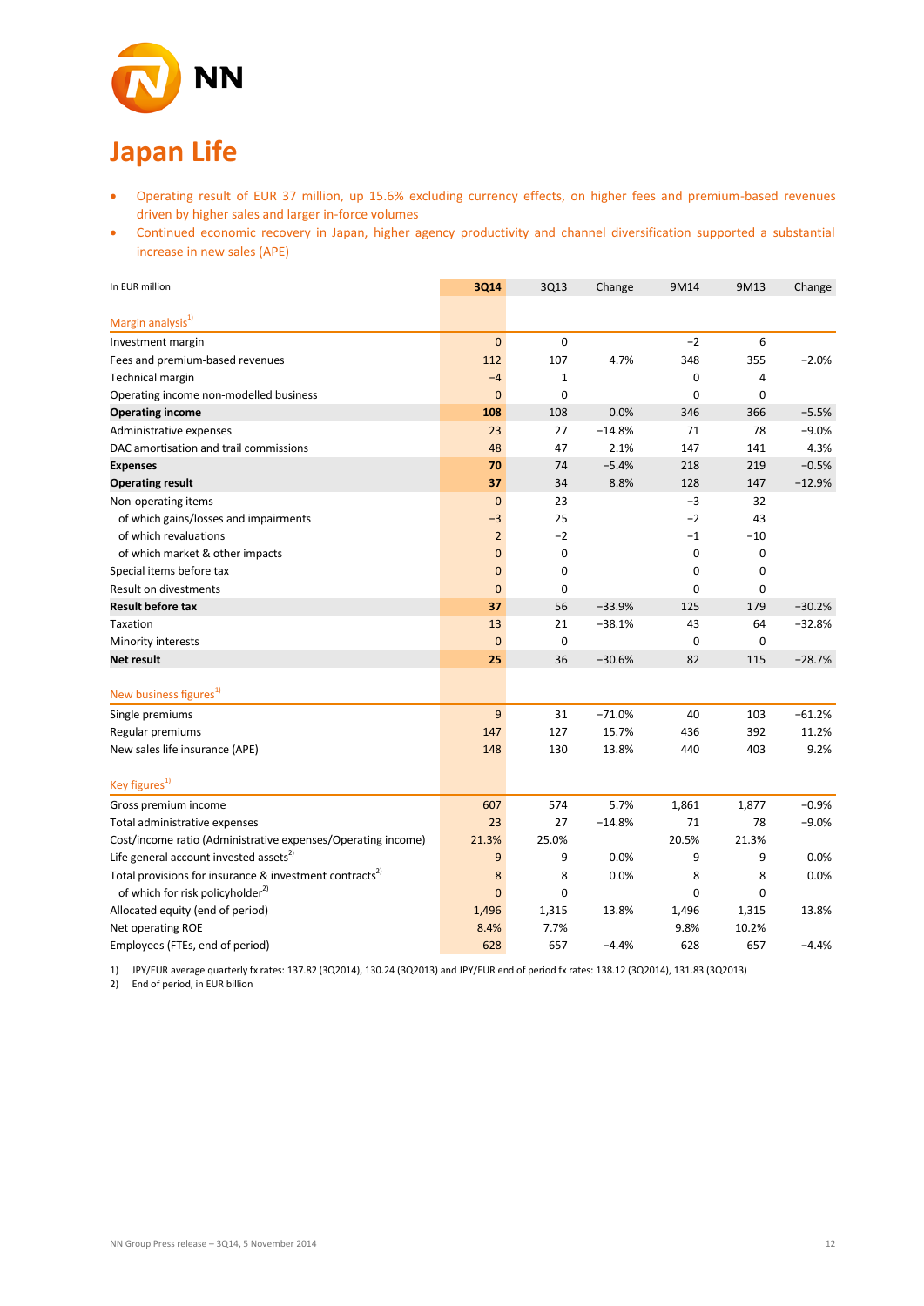# Japan Life

- Operating result of EUR 37 million, up 15.6% excluding currency effects, on higher fees and premium-based revenues driven by higher sales and larger in-force volumes
- Continued economic recovery in Japan, higher agency productivity and channel diversification supported a substantial increase in new sales (APE)

| In EUR million | 3Q14 | 3Q13 | Change | 9M14 | 9M13 | Change |
|---|---|---|---|---|---|---|
| **Margin analysis[1]** | | | | | | |
| Investment margin | 0 | 0 | | −2 | 6 | |
| Fees and premium-based revenues | 112 | 107 | 4.7% | 348 | 355 | −2.0% |
| Technical margin | −4 | 1 | | 0 | 4 | |
| Operating income non-modelled business | 0 | 0 | | 0 | 0 | |
| **Operating income** | **108** | 108 | 0.0% | 346 | 366 | −5.5% |
| Administrative expenses | 23 | 27 | −14.8% | 71 | 78 | −9.0% |
| DAC amortisation and trail commissions | 48 | 47 | 2.1% | 147 | 141 | 4.3% |
| **Expenses** | **70** | 74 | −5.4% | 218 | 219 | −0.5% |
| **Operating result** | **37** | 34 | 8.8% | 128 | 147 | −12.9% |
| Non-operating items | 0 | 23 | | −3 | 32 | |
| of which gains/losses and impairments | −3 | 25 | | −2 | 43 | |
| of which revaluations | 2 | −2 | | −1 | −10 | |
| of which market & other impacts | 0 | 0 | | 0 | 0 | |
| Special items before tax | 0 | 0 | | 0 | 0 | |
| Result on divestments | 0 | 0 | | 0 | 0 | |
| **Result before tax** | **37** | 56 | −33.9% | 125 | 179 | −30.2% |
| Taxation | 13 | 21 | −38.1% | 43 | 64 | −32.8% |
| Minority interests | 0 | 0 | | 0 | 0 | |
| **Net result** | **25** | 36 | −30.6% | 82 | 115 | −28.7% |
| **New business figures[1]** | | | | | | |
| Single premiums | 9 | 31 | −71.0% | 40 | 103 | −61.2% |
| Regular premiums | 147 | 127 | 15.7% | 436 | 392 | 11.2% |
| New sales life insurance (APE) | 148 | 130 | 13.8% | 440 | 403 | 9.2% |
| **Key figures[1]** | | | | | | |
| Gross premium income | 607 | 574 | 5.7% | 1,861 | 1,877 | −0.9% |
| Total administrative expenses | 23 | 27 | −14.8% | 71 | 78 | −9.0% |
| Cost/income ratio (Administrative expenses/Operating income) | 21.3% | 25.0% | | 20.5% | 21.3% | |
| Life general account invested assets[2] | 9 | 9 | 0.0% | 9 | 9 | 0.0% |
| Total provisions for insurance & investment contracts[2] | 8 | 8 | 0.0% | 8 | 8 | 0.0% |
| of which for risk policyholder[2] | 0 | 0 | | 0 | 0 | |
| Allocated equity (end of period) | 1,496 | 1,315 | 13.8% | 1,496 | 1,315 | 13.8% |
| Net operating ROE | 8.4% | 7.7% | | 9.8% | 10.2% | |
| Employees (FTEs, end of period) | 628 | 657 | −4.4% | 628 | 657 | −4.4% |

1) JPY/EUR average quarterly fx rates: 137.82 (3Q2014), 130.24 (3Q2013) and JPY/EUR end of period fx rates: 138.12 (3Q2014), 131.83 (3Q2013)
2) End of period, in EUR billion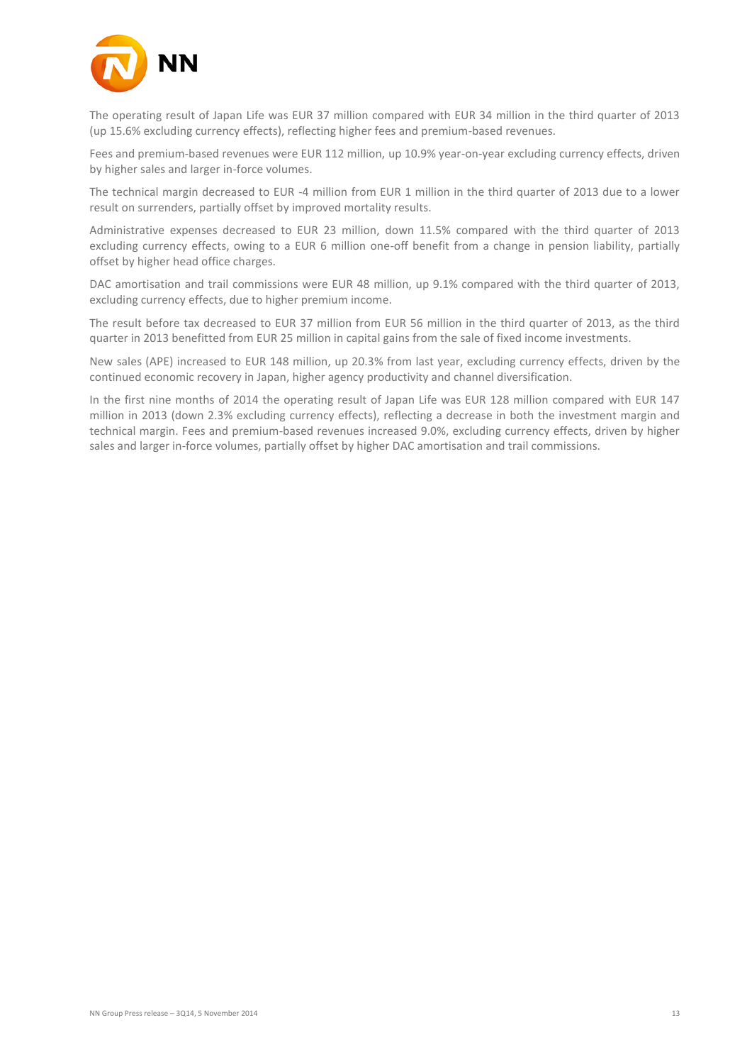The operating result of Japan Life was EUR 37 million compared with EUR 34 million in the third quarter of 2013 (up 15.6% excluding currency effects), reflecting higher fees and premium-based revenues.

Fees and premium-based revenues were EUR 112 million, up 10.9% year-on-year excluding currency effects, driven by higher sales and larger in-force volumes.

The technical margin decreased to EUR -4 million from EUR 1 million in the third quarter of 2013 due to a lower result on surrenders, partially offset by improved mortality results.

Administrative expenses decreased to EUR 23 million, down 11.5% compared with the third quarter of 2013 excluding currency effects, owing to a EUR 6 million one-off benefit from a change in pension liability, partially offset by higher head office charges.

DAC amortisation and trail commissions were EUR 48 million, up 9.1% compared with the third quarter of 2013, excluding currency effects, due to higher premium income.

The result before tax decreased to EUR 37 million from EUR 56 million in the third quarter of 2013, as the third quarter in 2013 benefitted from EUR 25 million in capital gains from the sale of fixed income investments.

New sales (APE) increased to EUR 148 million, up 20.3% from last year, excluding currency effects, driven by the continued economic recovery in Japan, higher agency productivity and channel diversification.

In the first nine months of 2014 the operating result of Japan Life was EUR 128 million compared with EUR 147 million in 2013 (down 2.3% excluding currency effects), reflecting a decrease in both the investment margin and technical margin. Fees and premium-based revenues increased 9.0%, excluding currency effects, driven by higher sales and larger in-force volumes, partially offset by higher DAC amortisation and trail commissions.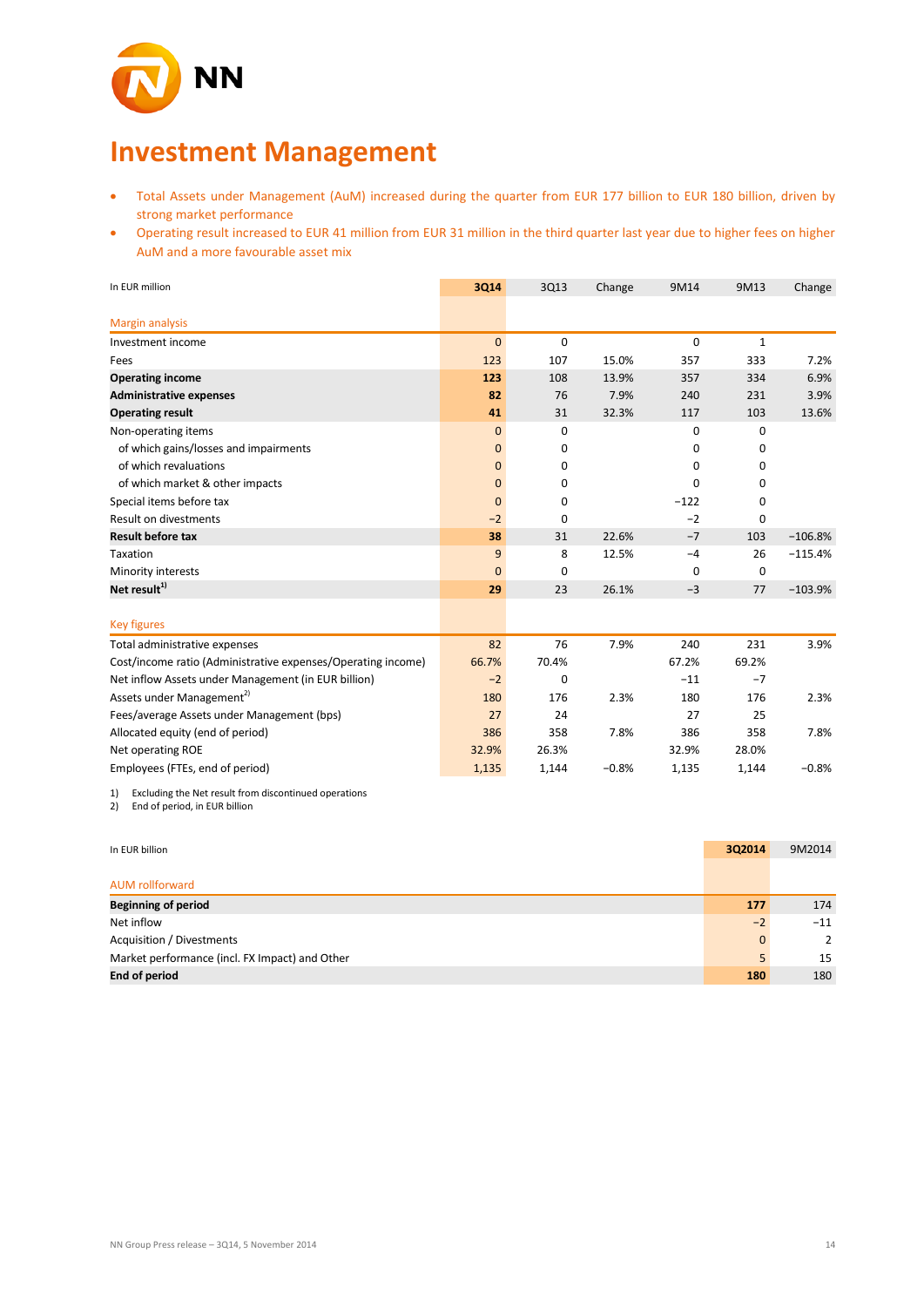# Investment Management

- Total Assets under Management (AuM) increased during the quarter from EUR 177 billion to EUR 180 billion, driven by strong market performance
- Operating result increased to EUR 41 million from EUR 31 million in the third quarter last year due to higher fees on higher AuM and a more favourable asset mix

| In EUR million | 3Q14 | 3Q13 | Change | 9M14 | 9M13 | Change |
|---|---|---|---|---|---|---|
| **Margin analysis** | | | | | | |
| Investment income | 0 | 0 | | 0 | 1 | |
| Fees | 123 | 107 | 15.0% | 357 | 333 | 7.2% |
| **Operating income** | **123** | 108 | 13.9% | 357 | 334 | 6.9% |
| **Administrative expenses** | **82** | 76 | 7.9% | 240 | 231 | 3.9% |
| **Operating result** | **41** | 31 | 32.3% | 117 | 103 | 13.6% |
| Non-operating items | 0 | 0 | | 0 | 0 | |
| of which gains/losses and impairments | 0 | 0 | | 0 | 0 | |
| of which revaluations | 0 | 0 | | 0 | 0 | |
| of which market & other impacts | 0 | 0 | | 0 | 0 | |
| Special items before tax | 0 | 0 | | −122 | 0 | |
| Result on divestments | −2 | 0 | | −2 | 0 | |
| **Result before tax** | **38** | 31 | 22.6% | −7 | 103 | −106.8% |
| Taxation | 9 | 8 | 12.5% | −4 | 26 | −115.4% |
| Minority interests | 0 | 0 | | 0 | 0 | |
| **Net result[1)]** | **29** | 23 | 26.1% | −3 | 77 | −103.9% |
| **Key figures** | | | | | | |
| Total administrative expenses | 82 | 76 | 7.9% | 240 | 231 | 3.9% |
| Cost/income ratio (Administrative expenses/Operating income) | 66.7% | 70.4% | | 67.2% | 69.2% | |
| Net inflow Assets under Management (in EUR billion) | −2 | 0 | | −11 | −7 | |
| Assets under Management[2)] | 180 | 176 | 2.3% | 180 | 176 | 2.3% |
| Fees/average Assets under Management (bps) | 27 | 24 | | 27 | 25 | |
| Allocated equity (end of period) | 386 | 358 | 7.8% | 386 | 358 | 7.8% |
| Net operating ROE | 32.9% | 26.3% | | 32.9% | 28.0% | |
| Employees (FTEs, end of period) | 1,135 | 1,144 | −0.8% | 1,135 | 1,144 | −0.8% |

1) Excluding the Net result from discontinued operations
2) End of period, in EUR billion

| In EUR billion | 3Q2014 | 9M2014 |
|---|---|---|
| **AUM rollforward** | | |
| **Beginning of period** | **177** | 174 |
| Net inflow | −2 | −11 |
| Acquisition / Divestments | 0 | 2 |
| Market performance (incl. FX Impact) and Other | 5 | 15 |
| **End of period** | **180** | 180 |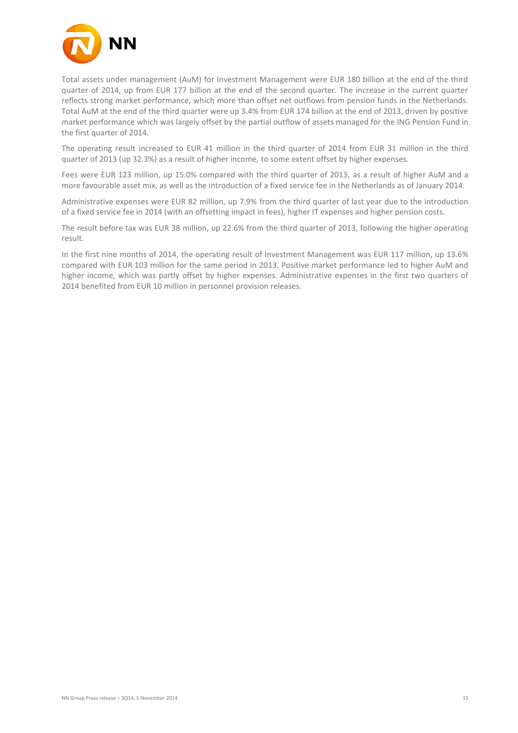Total assets under management (AuM) for Investment Management were EUR 180 billion at the end of the third quarter of 2014, up from EUR 177 billion at the end of the second quarter. The increase in the current quarter reflects strong market performance, which more than offset net outflows from pension funds in the Netherlands. Total AuM at the end of the third quarter were up 3.4% from EUR 174 billion at the end of 2013, driven by positive market performance which was largely offset by the partial outflow of assets managed for the ING Pension Fund in the first quarter of 2014.

The operating result increased to EUR 41 million in the third quarter of 2014 from EUR 31 million in the third quarter of 2013 (up 32.3%) as a result of higher income, to some extent offset by higher expenses.

Fees were EUR 123 million, up 15.0% compared with the third quarter of 2013, as a result of higher AuM and a more favourable asset mix, as well as the introduction of a fixed service fee in the Netherlands as of January 2014.

Administrative expenses were EUR 82 million, up 7.9% from the third quarter of last year due to the introduction of a fixed service fee in 2014 (with an offsetting impact in fees), higher IT expenses and higher pension costs.

The result before tax was EUR 38 million, up 22.6% from the third quarter of 2013, following the higher operating result.

In the first nine months of 2014, the operating result of Investment Management was EUR 117 million, up 13.6% compared with EUR 103 million for the same period in 2013. Positive market performance led to higher AuM and higher income, which was partly offset by higher expenses. Administrative expenses in the first two quarters of 2014 benefited from EUR 10 million in personnel provision releases.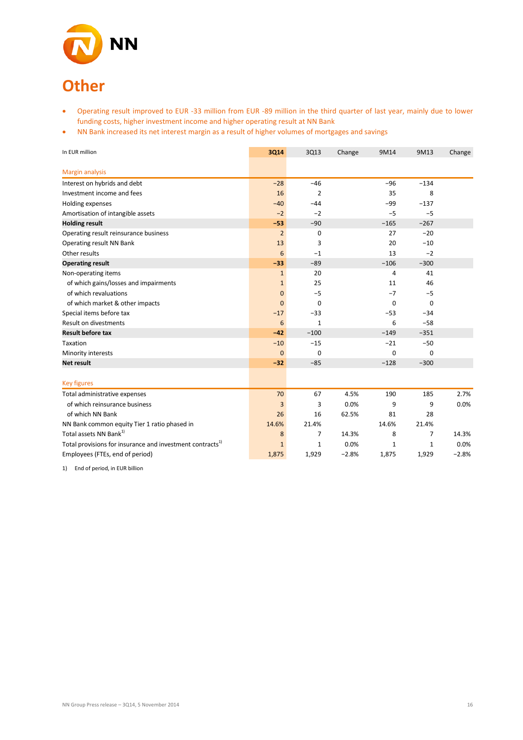# Other

- Operating result improved to EUR -33 million from EUR -89 million in the third quarter of last year, mainly due to lower funding costs, higher investment income and higher operating result at NN Bank
- NN Bank increased its net interest margin as a result of higher volumes of mortgages and savings

| In EUR million | 3Q14 | 3Q13 | Change | 9M14 | 9M13 | Change |
|---|---|---|---|---|---|---|
| **Margin analysis** | | | | | | |
| Interest on hybrids and debt | −28 | −46 | | −96 | −134 | |
| Investment income and fees | 16 | 2 | | 35 | 8 | |
| Holding expenses | −40 | −44 | | −99 | −137 | |
| Amortisation of intangible assets | −2 | −2 | | −5 | −5 | |
| **Holding result** | **−53** | −90 | | −165 | −267 | |
| Operating result reinsurance business | 2 | 0 | | 27 | −20 | |
| Operating result NN Bank | 13 | 3 | | 20 | −10 | |
| Other results | 6 | −1 | | 13 | −2 | |
| **Operating result** | **−33** | −89 | | −106 | −300 | |
| Non-operating items | 1 | 20 | | 4 | 41 | |
| of which gains/losses and impairments | 1 | 25 | | 11 | 46 | |
| of which revaluations | 0 | −5 | | −7 | −5 | |
| of which market & other impacts | 0 | 0 | | 0 | 0 | |
| Special items before tax | −17 | −33 | | −53 | −34 | |
| Result on divestments | 6 | 1 | | 6 | −58 | |
| **Result before tax** | **−42** | −100 | | −149 | −351 | |
| Taxation | −10 | −15 | | −21 | −50 | |
| Minority interests | 0 | 0 | | 0 | 0 | |
| **Net result** | **−32** | −85 | | −128 | −300 | |
| **Key figures** | | | | | | |
| Total administrative expenses | 70 | 67 | 4.5% | 190 | 185 | 2.7% |
| of which reinsurance business | 3 | 3 | 0.0% | 9 | 9 | 0.0% |
| of which NN Bank | 26 | 16 | 62.5% | 81 | 28 | |
| NN Bank common equity Tier 1 ratio phased in | 14.6% | 21.4% | | 14.6% | 21.4% | |
| Total assets NN Bank[1] | 8 | 7 | 14.3% | 8 | 7 | 14.3% |
| Total provisions for insurance and investment contracts[1] | 1 | 1 | 0.0% | 1 | 1 | 0.0% |
| Employees (FTEs, end of period) | 1,875 | 1,929 | −2.8% | 1,875 | 1,929 | −2.8% |

1) End of period, in EUR billion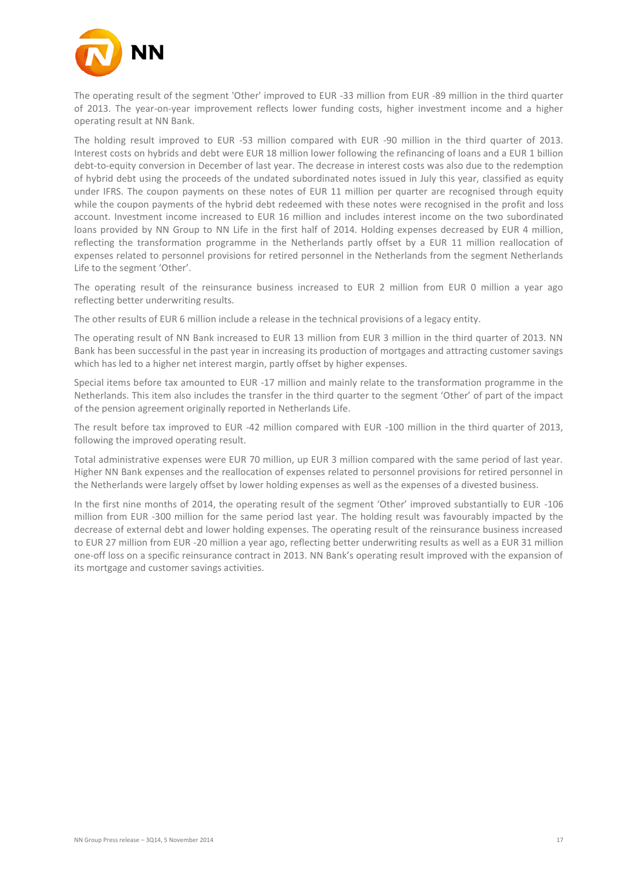The operating result of the segment 'Other' improved to EUR -33 million from EUR -89 million in the third quarter of 2013. The year-on-year improvement reflects lower funding costs, higher investment income and a higher operating result at NN Bank.

The holding result improved to EUR -53 million compared with EUR -90 million in the third quarter of 2013. Interest costs on hybrids and debt were EUR 18 million lower following the refinancing of loans and a EUR 1 billion debt-to-equity conversion in December of last year. The decrease in interest costs was also due to the redemption of hybrid debt using the proceeds of the undated subordinated notes issued in July this year, classified as equity under IFRS. The coupon payments on these notes of EUR 11 million per quarter are recognised through equity while the coupon payments of the hybrid debt redeemed with these notes were recognised in the profit and loss account. Investment income increased to EUR 16 million and includes interest income on the two subordinated loans provided by NN Group to NN Life in the first half of 2014. Holding expenses decreased by EUR 4 million, reflecting the transformation programme in the Netherlands partly offset by a EUR 11 million reallocation of expenses related to personnel provisions for retired personnel in the Netherlands from the segment Netherlands Life to the segment 'Other'.

The operating result of the reinsurance business increased to EUR 2 million from EUR 0 million a year ago reflecting better underwriting results.

The other results of EUR 6 million include a release in the technical provisions of a legacy entity.

The operating result of NN Bank increased to EUR 13 million from EUR 3 million in the third quarter of 2013. NN Bank has been successful in the past year in increasing its production of mortgages and attracting customer savings which has led to a higher net interest margin, partly offset by higher expenses.

Special items before tax amounted to EUR -17 million and mainly relate to the transformation programme in the Netherlands. This item also includes the transfer in the third quarter to the segment 'Other' of part of the impact of the pension agreement originally reported in Netherlands Life.

The result before tax improved to EUR -42 million compared with EUR -100 million in the third quarter of 2013, following the improved operating result.

Total administrative expenses were EUR 70 million, up EUR 3 million compared with the same period of last year. Higher NN Bank expenses and the reallocation of expenses related to personnel provisions for retired personnel in the Netherlands were largely offset by lower holding expenses as well as the expenses of a divested business.

In the first nine months of 2014, the operating result of the segment 'Other' improved substantially to EUR -106 million from EUR -300 million for the same period last year. The holding result was favourably impacted by the decrease of external debt and lower holding expenses. The operating result of the reinsurance business increased to EUR 27 million from EUR -20 million a year ago, reflecting better underwriting results as well as a EUR 31 million one-off loss on a specific reinsurance contract in 2013. NN Bank's operating result improved with the expansion of its mortgage and customer savings activities.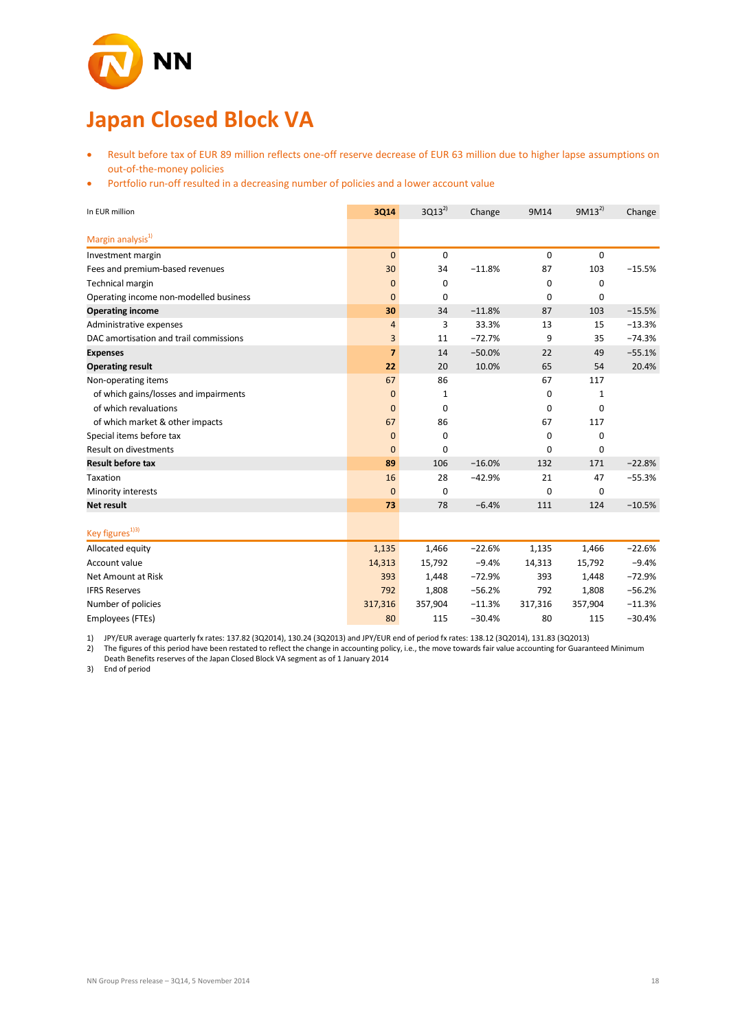# Japan Closed Block VA

- Result before tax of EUR 89 million reflects one-off reserve decrease of EUR 63 million due to higher lapse assumptions on out-of-the-money policies
- Portfolio run-off resulted in a decreasing number of policies and a lower account value

| In EUR million | 3Q14 | 3Q13[2] | Change | 9M14 | 9M13[2] | Change |
|---|---|---|---|---|---|---|
| **Margin analysis[1]** | | | | | | |
| Investment margin | 0 | 0 | | 0 | 0 | |
| Fees and premium-based revenues | 30 | 34 | −11.8% | 87 | 103 | −15.5% |
| Technical margin | 0 | 0 | | 0 | 0 | |
| Operating income non-modelled business | 0 | 0 | | 0 | 0 | |
| **Operating income** | **30** | 34 | −11.8% | 87 | 103 | −15.5% |
| Administrative expenses | 4 | 3 | 33.3% | 13 | 15 | −13.3% |
| DAC amortisation and trail commissions | 3 | 11 | −72.7% | 9 | 35 | −74.3% |
| **Expenses** | **7** | 14 | −50.0% | 22 | 49 | −55.1% |
| **Operating result** | **22** | 20 | 10.0% | 65 | 54 | 20.4% |
| Non-operating items | 67 | 86 | | 67 | 117 | |
| of which gains/losses and impairments | 0 | 1 | | 0 | 1 | |
| of which revaluations | 0 | 0 | | 0 | 0 | |
| of which market & other impacts | 67 | 86 | | 67 | 117 | |
| Special items before tax | 0 | 0 | | 0 | 0 | |
| Result on divestments | 0 | 0 | | 0 | 0 | |
| **Result before tax** | **89** | 106 | −16.0% | 132 | 171 | −22.8% |
| Taxation | 16 | 28 | −42.9% | 21 | 47 | −55.3% |
| Minority interests | 0 | 0 | | 0 | 0 | |
| **Net result** | **73** | 78 | −6.4% | 111 | 124 | −10.5% |
| **Key figures[1][3]** | | | | | | |
| Allocated equity | 1,135 | 1,466 | −22.6% | 1,135 | 1,466 | −22.6% |
| Account value | 14,313 | 15,792 | −9.4% | 14,313 | 15,792 | −9.4% |
| Net Amount at Risk | 393 | 1,448 | −72.9% | 393 | 1,448 | −72.9% |
| IFRS Reserves | 792 | 1,808 | −56.2% | 792 | 1,808 | −56.2% |
| Number of policies | 317,316 | 357,904 | −11.3% | 317,316 | 357,904 | −11.3% |
| Employees (FTEs) | 80 | 115 | −30.4% | 80 | 115 | −30.4% |

1) JPY/EUR average quarterly fx rates: 137.82 (3Q2014), 130.24 (3Q2013) and JPY/EUR end of period fx rates: 138.12 (3Q2014), 131.83 (3Q2013)
2) The figures of this period have been restated to reflect the change in accounting policy, i.e., the move towards fair value accounting for Guaranteed Minimum Death Benefits reserves of the Japan Closed Block VA segment as of 1 January 2014
3) End of period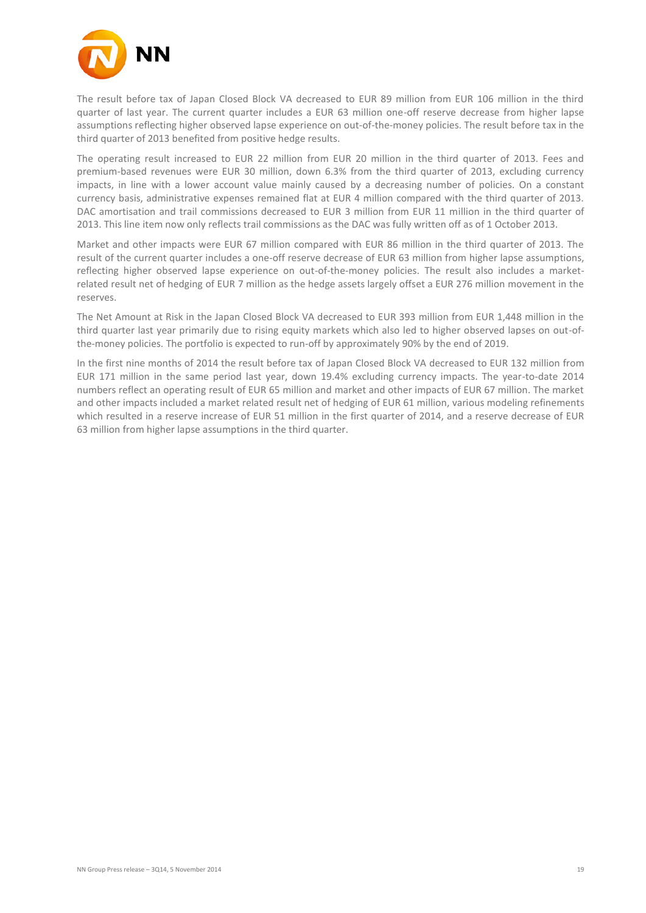The result before tax of Japan Closed Block VA decreased to EUR 89 million from EUR 106 million in the third quarter of last year. The current quarter includes a EUR 63 million one-off reserve decrease from higher lapse assumptions reflecting higher observed lapse experience on out-of-the-money policies. The result before tax in the third quarter of 2013 benefited from positive hedge results.

The operating result increased to EUR 22 million from EUR 20 million in the third quarter of 2013. Fees and premium-based revenues were EUR 30 million, down 6.3% from the third quarter of 2013, excluding currency impacts, in line with a lower account value mainly caused by a decreasing number of policies. On a constant currency basis, administrative expenses remained flat at EUR 4 million compared with the third quarter of 2013. DAC amortisation and trail commissions decreased to EUR 3 million from EUR 11 million in the third quarter of 2013. This line item now only reflects trail commissions as the DAC was fully written off as of 1 October 2013.

Market and other impacts were EUR 67 million compared with EUR 86 million in the third quarter of 2013. The result of the current quarter includes a one-off reserve decrease of EUR 63 million from higher lapse assumptions, reflecting higher observed lapse experience on out-of-the-money policies. The result also includes a market-related result net of hedging of EUR 7 million as the hedge assets largely offset a EUR 276 million movement in the reserves.

The Net Amount at Risk in the Japan Closed Block VA decreased to EUR 393 million from EUR 1,448 million in the third quarter last year primarily due to rising equity markets which also led to higher observed lapses on out-of-the-money policies. The portfolio is expected to run-off by approximately 90% by the end of 2019.

In the first nine months of 2014 the result before tax of Japan Closed Block VA decreased to EUR 132 million from EUR 171 million in the same period last year, down 19.4% excluding currency impacts. The year-to-date 2014 numbers reflect an operating result of EUR 65 million and market and other impacts of EUR 67 million. The market and other impacts included a market related result net of hedging of EUR 61 million, various modeling refinements which resulted in a reserve increase of EUR 51 million in the first quarter of 2014, and a reserve decrease of EUR 63 million from higher lapse assumptions in the third quarter.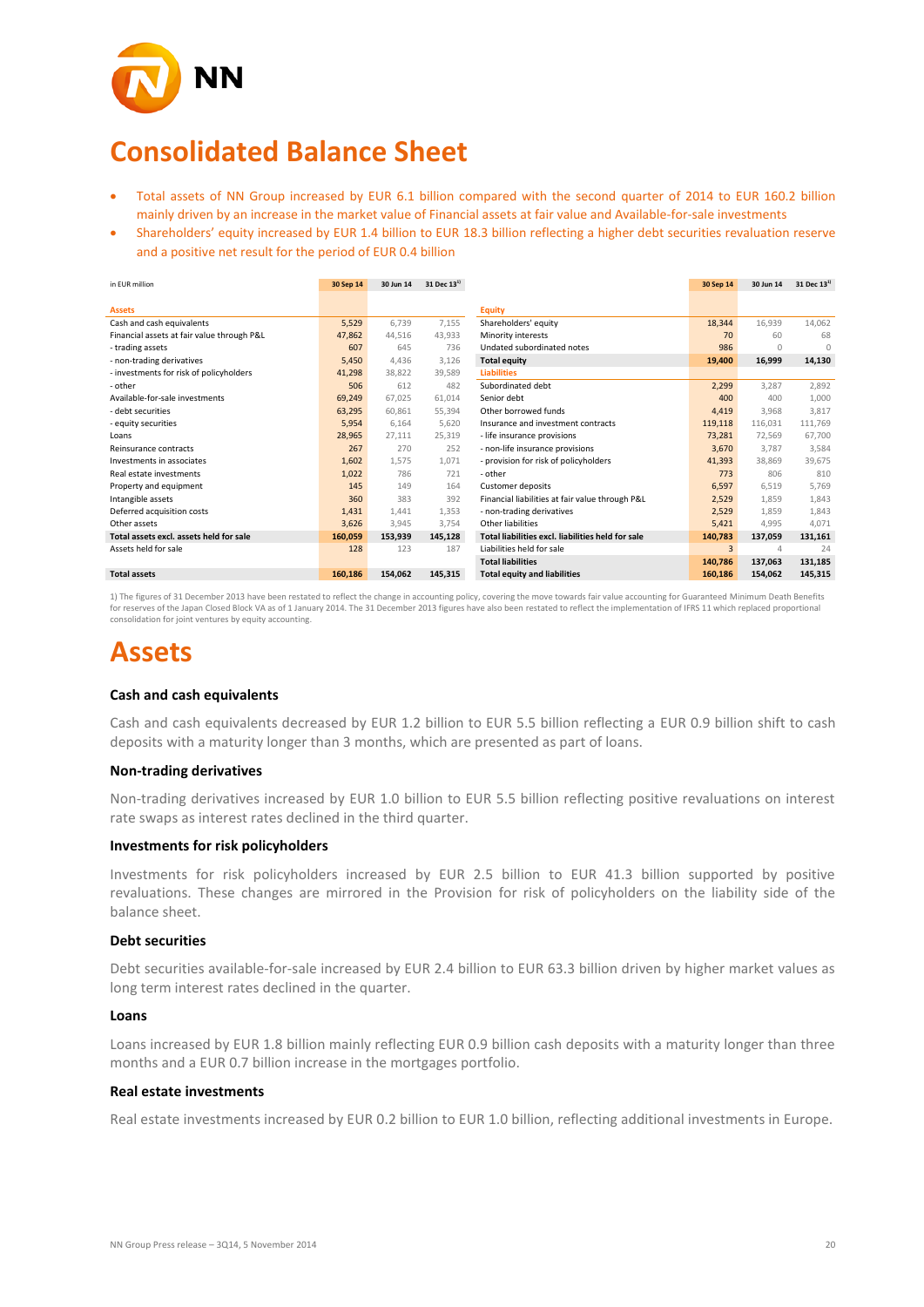# Consolidated Balance Sheet

- Total assets of NN Group increased by EUR 6.1 billion compared with the second quarter of 2014 to EUR 160.2 billion mainly driven by an increase in the market value of Financial assets at fair value and Available-for-sale investments
- Shareholders' equity increased by EUR 1.4 billion to EUR 18.3 billion reflecting a higher debt securities revaluation reserve and a positive net result for the period of EUR 0.4 billion

| in EUR million | 30 Sep 14 | 30 Jun 14 | 31 Dec 13[1] | | 30 Sep 14 | 30 Jun 14 | 31 Dec 13[1] |
|---|---|---|---|---|---|---|---|
| **Assets** | | | | **Equity** | | | |
| Cash and cash equivalents | 5,529 | 6,739 | 7,155 | Shareholders' equity | 18,344 | 16,939 | 14,062 |
| Financial assets at fair value through P&L | 47,862 | 44,516 | 43,933 | Minority interests | 70 | 60 | 68 |
| - trading assets | 607 | 645 | 736 | Undated subordinated notes | 986 | 0 | 0 |
| - non-trading derivatives | 5,450 | 4,436 | 3,126 | **Total equity** | **19,400** | **16,999** | **14,130** |
| - investments for risk of policyholders | 41,298 | 38,822 | 39,589 | **Liabilities** | | | |
| - other | 506 | 612 | 482 | Subordinated debt | 2,299 | 3,287 | 2,892 |
| Available-for-sale investments | 69,249 | 67,025 | 61,014 | Senior debt | 400 | 400 | 1,000 |
| - debt securities | 63,295 | 60,861 | 55,394 | Other borrowed funds | 4,419 | 3,968 | 3,817 |
| - equity securities | 5,954 | 6,164 | 5,620 | Insurance and investment contracts | 119,118 | 116,031 | 111,769 |
| Loans | 28,965 | 27,111 | 25,319 | - life insurance provisions | 73,281 | 72,569 | 67,700 |
| Reinsurance contracts | 267 | 270 | 252 | - non-life insurance provisions | 3,670 | 3,787 | 3,584 |
| Investments in associates | 1,602 | 1,575 | 1,071 | - provision for risk of policyholders | 41,393 | 38,869 | 39,675 |
| Real estate investments | 1,022 | 786 | 721 | - other | 773 | 806 | 810 |
| Property and equipment | 145 | 149 | 164 | Customer deposits | 6,597 | 6,519 | 5,769 |
| Intangible assets | 360 | 383 | 392 | Financial liabilities at fair value through P&L | 2,529 | 1,859 | 1,843 |
| Deferred acquisition costs | 1,431 | 1,441 | 1,353 | - non-trading derivatives | 2,529 | 1,859 | 1,843 |
| Other assets | 3,626 | 3,945 | 3,754 | Other liabilities | 5,421 | 4,995 | 4,071 |
| **Total assets excl. assets held for sale** | **160,059** | **153,939** | **145,128** | **Total liabilities excl. liabilities held for sale** | **140,783** | **137,059** | **131,161** |
| Assets held for sale | 128 | 123 | 187 | Liabilities held for sale | 3 | 4 | 24 |
| | | | | **Total liabilities** | **140,786** | **137,063** | **131,185** |
| **Total assets** | **160,186** | **154,062** | **145,315** | **Total equity and liabilities** | **160,186** | **154,062** | **145,315** |

1) The figures of 31 December 2013 have been restated to reflect the change in accounting policy, covering the move towards fair value accounting for Guaranteed Minimum Death Benefits for reserves of the Japan Closed Block VA as of 1 January 2014. The 31 December 2013 figures have also been restated to reflect the implementation of IFRS 11 which replaced proportional consolidation for joint ventures by equity accounting.

# Assets

### Cash and cash equivalents

Cash and cash equivalents decreased by EUR 1.2 billion to EUR 5.5 billion reflecting a EUR 0.9 billion shift to cash deposits with a maturity longer than 3 months, which are presented as part of loans.

### Non-trading derivatives

Non-trading derivatives increased by EUR 1.0 billion to EUR 5.5 billion reflecting positive revaluations on interest rate swaps as interest rates declined in the third quarter.

### Investments for risk policyholders

Investments for risk policyholders increased by EUR 2.5 billion to EUR 41.3 billion supported by positive revaluations. These changes are mirrored in the Provision for risk of policyholders on the liability side of the balance sheet.

### Debt securities

Debt securities available-for-sale increased by EUR 2.4 billion to EUR 63.3 billion driven by higher market values as long term interest rates declined in the quarter.

### Loans

Loans increased by EUR 1.8 billion mainly reflecting EUR 0.9 billion cash deposits with a maturity longer than three months and a EUR 0.7 billion increase in the mortgages portfolio.

### Real estate investments

Real estate investments increased by EUR 0.2 billion to EUR 1.0 billion, reflecting additional investments in Europe.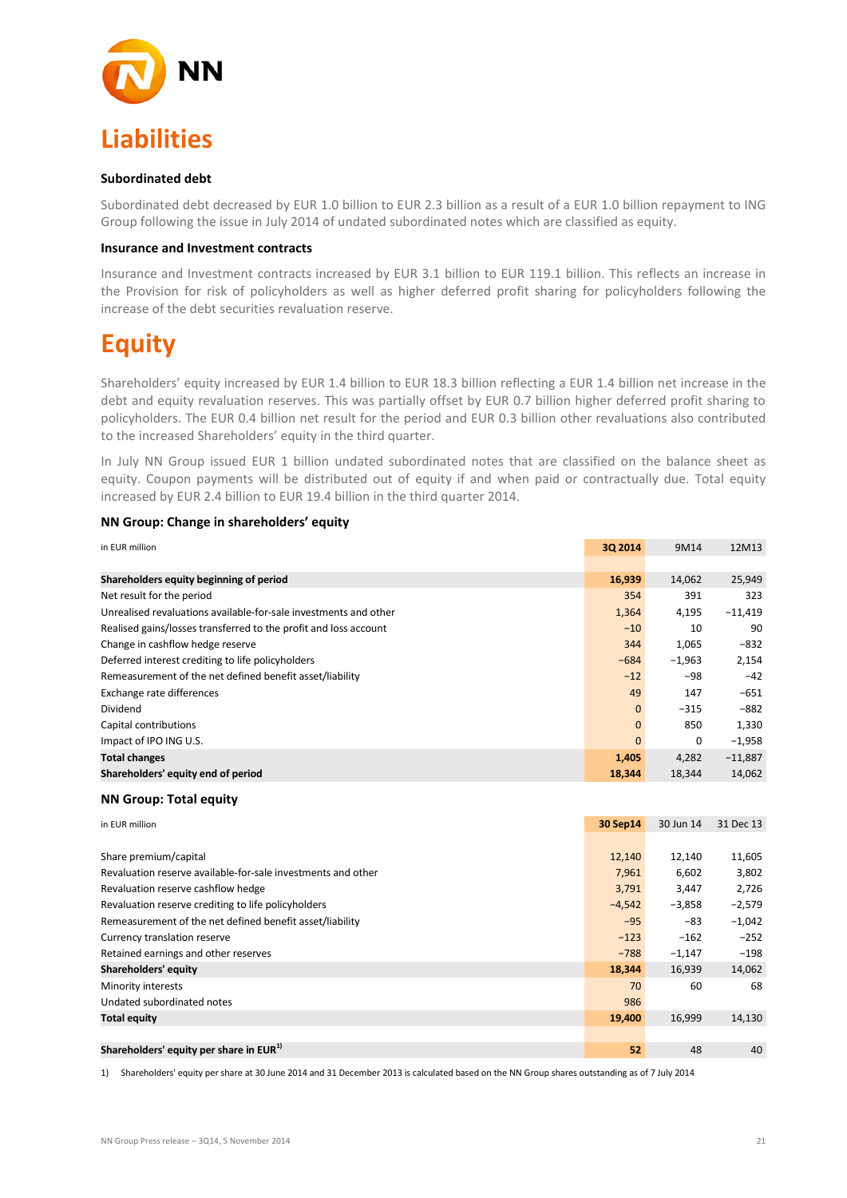# Liabilities

### Subordinated debt

Subordinated debt decreased by EUR 1.0 billion to EUR 2.3 billion as a result of a EUR 1.0 billion repayment to ING Group following the issue in July 2014 of undated subordinated notes which are classified as equity.

### Insurance and Investment contracts

Insurance and Investment contracts increased by EUR 3.1 billion to EUR 119.1 billion. This reflects an increase in the Provision for risk of policyholders as well as higher deferred profit sharing for policyholders following the increase of the debt securities revaluation reserve.

# Equity

Shareholders' equity increased by EUR 1.4 billion to EUR 18.3 billion reflecting a EUR 1.4 billion net increase in the debt and equity revaluation reserves. This was partially offset by EUR 0.7 billion higher deferred profit sharing to policyholders. The EUR 0.4 billion net result for the period and EUR 0.3 billion other revaluations also contributed to the increased Shareholders' equity in the third quarter.

In July NN Group issued EUR 1 billion undated subordinated notes that are classified on the balance sheet as equity. Coupon payments will be distributed out of equity if and when paid or contractually due. Total equity increased by EUR 2.4 billion to EUR 19.4 billion in the third quarter 2014.

### NN Group: Change in shareholders' equity

| in EUR million | 3Q 2014 | 9M14 | 12M13 |
|---|---|---|---|
| **Shareholders equity beginning of period** | **16,939** | 14,062 | 25,949 |
| Net result for the period | 354 | 391 | 323 |
| Unrealised revaluations available-for-sale investments and other | 1,364 | 4,195 | −11,419 |
| Realised gains/losses transferred to the profit and loss account | −10 | 10 | 90 |
| Change in cashflow hedge reserve | 344 | 1,065 | −832 |
| Deferred interest crediting to life policyholders | −684 | −1,963 | 2,154 |
| Remeasurement of the net defined benefit asset/liability | −12 | −98 | −42 |
| Exchange rate differences | 49 | 147 | −651 |
| Dividend | 0 | −315 | −882 |
| Capital contributions | 0 | 850 | 1,330 |
| Impact of IPO ING U.S. | 0 | 0 | −1,958 |
| **Total changes** | **1,405** | **4,282** | **−11,887** |
| **Shareholders' equity end of period** | **18,344** | **18,344** | **14,062** |

### NN Group: Total equity

| in EUR million | 30 Sep14 | 30 Jun 14 | 31 Dec 13 |
|---|---|---|---|
| Share premium/capital | 12,140 | 12,140 | 11,605 |
| Revaluation reserve available-for-sale investments and other | 7,961 | 6,602 | 3,802 |
| Revaluation reserve cashflow hedge | 3,791 | 3,447 | 2,726 |
| Revaluation reserve crediting to life policyholders | −4,542 | −3,858 | −2,579 |
| Remeasurement of the net defined benefit asset/liability | −95 | −83 | −1,042 |
| Currency translation reserve | −123 | −162 | −252 |
| Retained earnings and other reserves | −788 | −1,147 | −198 |
| **Shareholders' equity** | **18,344** | 16,939 | 14,062 |
| Minority interests | 70 | 60 | 68 |
| Undated subordinated notes | 986 | | |
| **Total equity** | **19,400** | 16,999 | 14,130 |
| | | | |
| **Shareholders' equity per share in EUR[1]** | **52** | 48 | 40 |

1) Shareholders' equity per share at 30 June 2014 and 31 December 2013 is calculated based on the NN Group shares outstanding as of 7 July 2014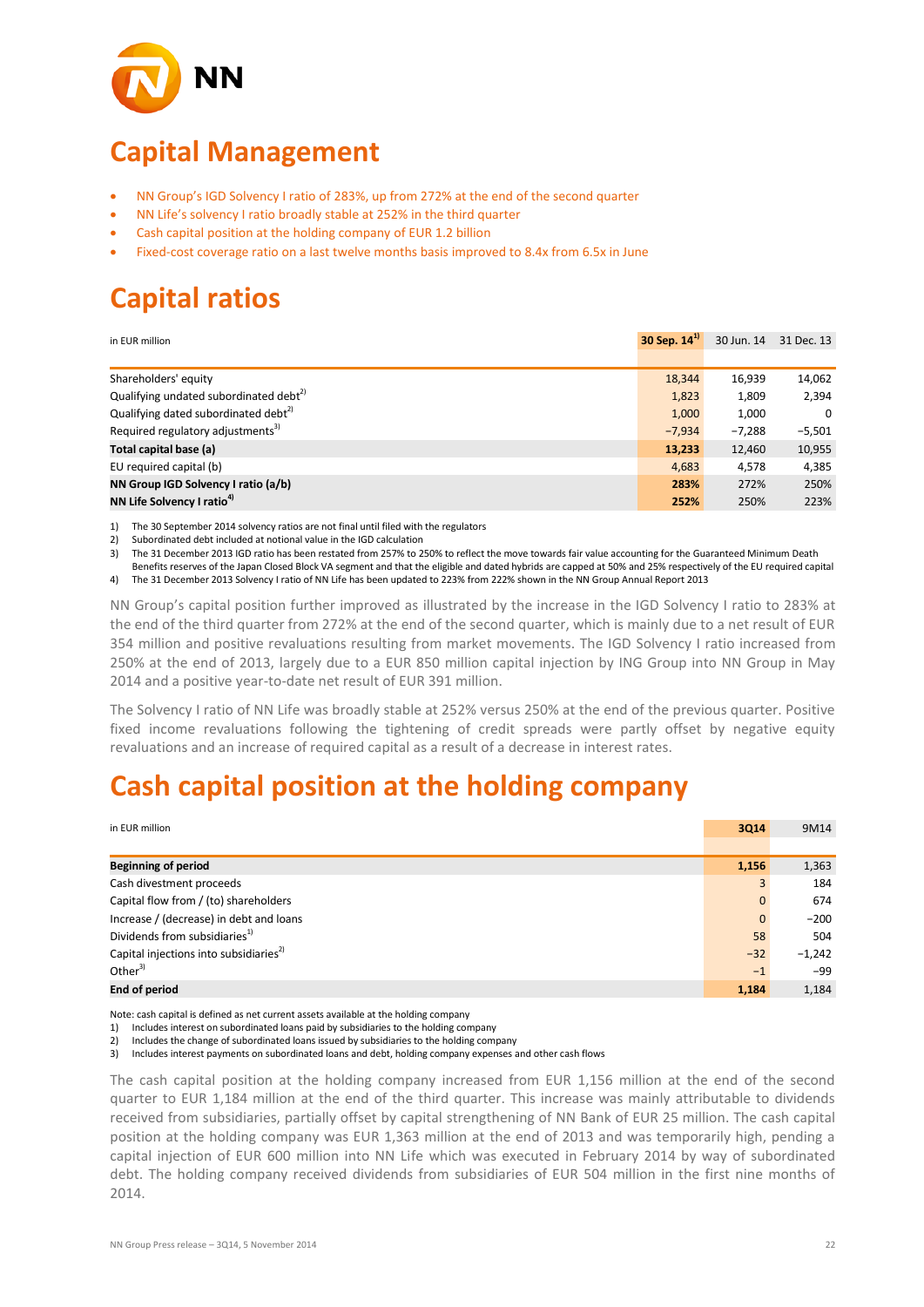# Capital Management

- NN Group's IGD Solvency I ratio of 283%, up from 272% at the end of the second quarter
- NN Life's solvency I ratio broadly stable at 252% in the third quarter
- Cash capital position at the holding company of EUR 1.2 billion
- Fixed-cost coverage ratio on a last twelve months basis improved to 8.4x from 6.5x in June

# Capital ratios

| in EUR million | 30 Sep. 14[1] | 30 Jun. 14 | 31 Dec. 13 |
|---|---|---|---|
| Shareholders' equity | 18,344 | 16,939 | 14,062 |
| Qualifying undated subordinated debt[2] | 1,823 | 1,809 | 2,394 |
| Qualifying dated subordinated debt[2] | 1,000 | 1,000 | 0 |
| Required regulatory adjustments[3] | −7,934 | −7,288 | −5,501 |
| **Total capital base (a)** | **13,233** | 12,460 | 10,955 |
| EU required capital (b) | 4,683 | 4,578 | 4,385 |
| **NN Group IGD Solvency I ratio (a/b)** | **283%** | 272% | 250% |
| **NN Life Solvency I ratio[4]** | **252%** | 250% | 223% |

1) The 30 September 2014 solvency ratios are not final until filed with the regulators
2) Subordinated debt included at notional value in the IGD calculation
3) The 31 December 2013 IGD ratio has been restated from 257% to 250% to reflect the move towards fair value accounting for the Guaranteed Minimum Death Benefits reserves of the Japan Closed Block VA segment and that the eligible and dated hybrids are capped at 50% and 25% respectively of the EU required capital
4) The 31 December 2013 Solvency I ratio of NN Life has been updated to 223% from 222% shown in the NN Group Annual Report 2013

NN Group's capital position further improved as illustrated by the increase in the IGD Solvency I ratio to 283% at the end of the third quarter from 272% at the end of the second quarter, which is mainly due to a net result of EUR 354 million and positive revaluations resulting from market movements. The IGD Solvency I ratio increased from 250% at the end of 2013, largely due to a EUR 850 million capital injection by ING Group into NN Group in May 2014 and a positive year-to-date net result of EUR 391 million.

The Solvency I ratio of NN Life was broadly stable at 252% versus 250% at the end of the previous quarter. Positive fixed income revaluations following the tightening of credit spreads were partly offset by negative equity revaluations and an increase of required capital as a result of a decrease in interest rates.

# Cash capital position at the holding company

| in EUR million | 3Q14 | 9M14 |
|---|---|---|
| **Beginning of period** | **1,156** | 1,363 |
| Cash divestment proceeds | 3 | 184 |
| Capital flow from / (to) shareholders | 0 | 674 |
| Increase / (decrease) in debt and loans | 0 | −200 |
| Dividends from subsidiaries[1] | 58 | 504 |
| Capital injections into subsidiaries[2] | −32 | −1,242 |
| Other[3] | −1 | −99 |
| **End of period** | **1,184** | 1,184 |

Note: cash capital is defined as net current assets available at the holding company
1) Includes interest on subordinated loans paid by subsidiaries to the holding company
2) Includes the change of subordinated loans issued by subsidiaries to the holding company
3) Includes interest payments on subordinated loans and debt, holding company expenses and other cash flows

The cash capital position at the holding company increased from EUR 1,156 million at the end of the second quarter to EUR 1,184 million at the end of the third quarter. This increase was mainly attributable to dividends received from subsidiaries, partially offset by capital strengthening of NN Bank of EUR 25 million. The cash capital position at the holding company was EUR 1,363 million at the end of 2013 and was temporarily high, pending a capital injection of EUR 600 million into NN Life which was executed in February 2014 by way of subordinated debt. The holding company received dividends from subsidiaries of EUR 504 million in the first nine months of 2014.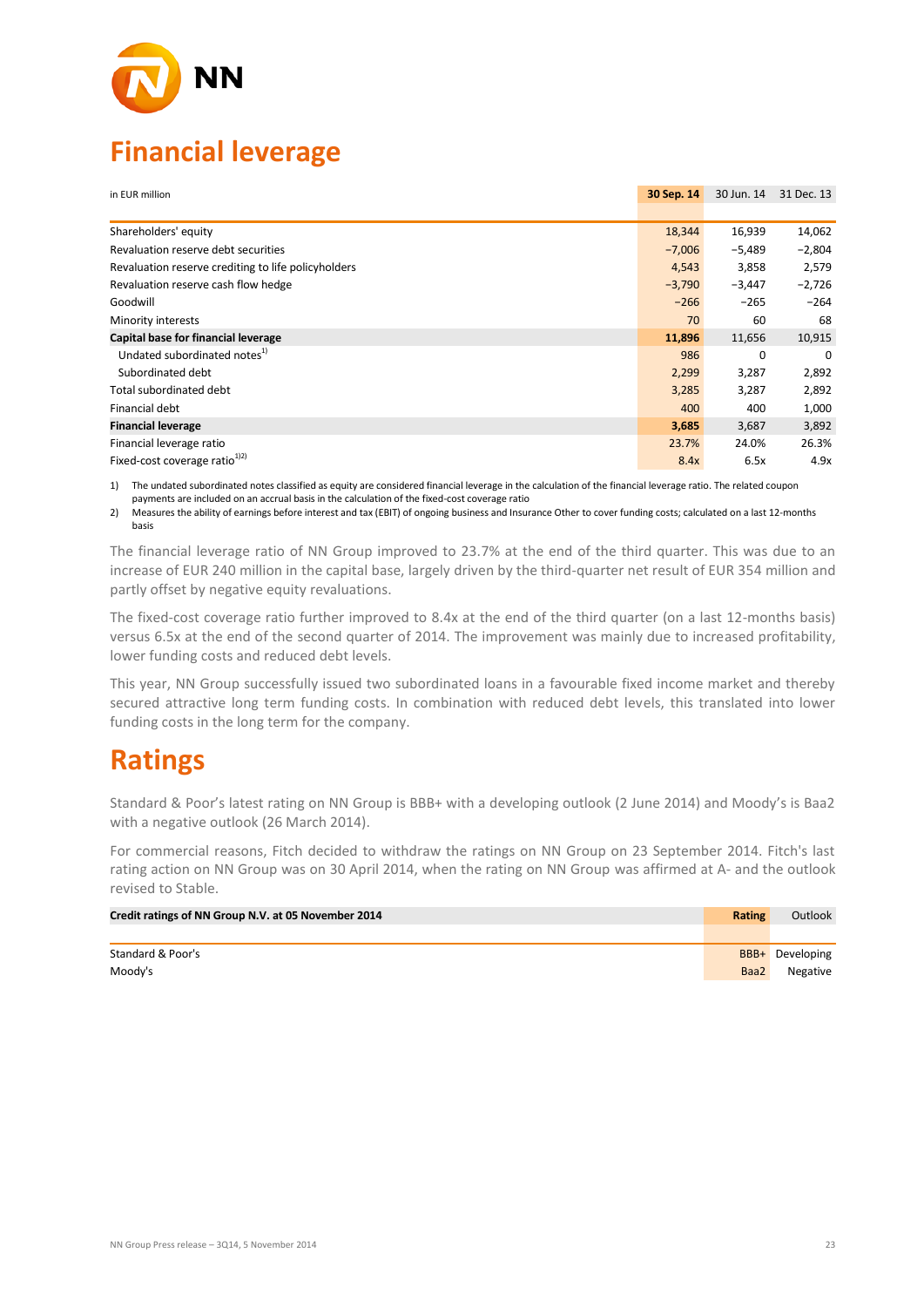# Financial leverage

| in EUR million | 30 Sep. 14 | 30 Jun. 14 | 31 Dec. 13 |
|---|---|---|---|
| Shareholders' equity | 18,344 | 16,939 | 14,062 |
| Revaluation reserve debt securities | −7,006 | −5,489 | −2,804 |
| Revaluation reserve crediting to life policyholders | 4,543 | 3,858 | 2,579 |
| Revaluation reserve cash flow hedge | −3,790 | −3,447 | −2,726 |
| Goodwill | −266 | −265 | −264 |
| Minority interests | 70 | 60 | 68 |
| **Capital base for financial leverage** | **11,896** | 11,656 | 10,915 |
| Undated subordinated notes[1] | 986 | 0 | 0 |
| Subordinated debt | 2,299 | 3,287 | 2,892 |
| Total subordinated debt | 3,285 | 3,287 | 2,892 |
| Financial debt | 400 | 400 | 1,000 |
| **Financial leverage** | **3,685** | 3,687 | 3,892 |
| Financial leverage ratio | 23.7% | 24.0% | 26.3% |
| Fixed-cost coverage ratio[1][2] | 8.4x | 6.5x | 4.9x |

1) The undated subordinated notes classified as equity are considered financial leverage in the calculation of the financial leverage ratio. The related coupon payments are included on an accrual basis in the calculation of the fixed-cost coverage ratio
2) Measures the ability of earnings before interest and tax (EBIT) of ongoing business and Insurance Other to cover funding costs; calculated on a last 12-months basis

The financial leverage ratio of NN Group improved to 23.7% at the end of the third quarter. This was due to an increase of EUR 240 million in the capital base, largely driven by the third-quarter net result of EUR 354 million and partly offset by negative equity revaluations.

The fixed-cost coverage ratio further improved to 8.4x at the end of the third quarter (on a last 12-months basis) versus 6.5x at the end of the second quarter of 2014. The improvement was mainly due to increased profitability, lower funding costs and reduced debt levels.

This year, NN Group successfully issued two subordinated loans in a favourable fixed income market and thereby secured attractive long term funding costs. In combination with reduced debt levels, this translated into lower funding costs in the long term for the company.

# Ratings

Standard & Poor's latest rating on NN Group is BBB+ with a developing outlook (2 June 2014) and Moody's is Baa2 with a negative outlook (26 March 2014).

For commercial reasons, Fitch decided to withdraw the ratings on NN Group on 23 September 2014. Fitch's last rating action on NN Group was on 30 April 2014, when the rating on NN Group was affirmed at A- and the outlook revised to Stable.

| Credit ratings of NN Group N.V. at 05 November 2014 | Rating | Outlook |
|---|---|---|
| Standard & Poor's | BBB+ | Developing |
| Moody's | Baa2 | Negative |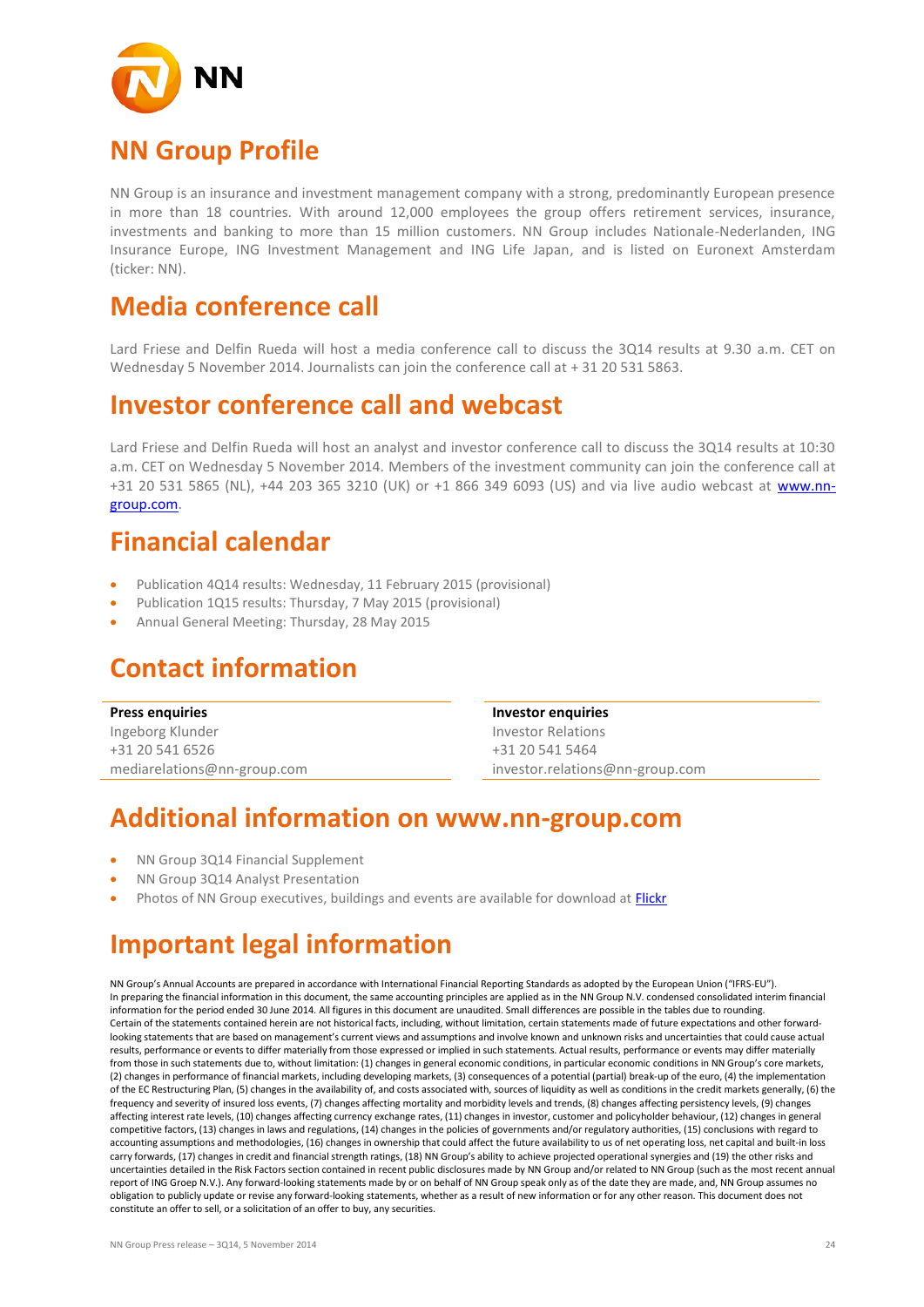# NN Group Profile

NN Group is an insurance and investment management company with a strong, predominantly European presence in more than 18 countries. With around 12,000 employees the group offers retirement services, insurance, investments and banking to more than 15 million customers. NN Group includes Nationale-Nederlanden, ING Insurance Europe, ING Investment Management and ING Life Japan, and is listed on Euronext Amsterdam (ticker: NN).

# Media conference call

Lard Friese and Delfin Rueda will host a media conference call to discuss the 3Q14 results at 9.30 a.m. CET on Wednesday 5 November 2014. Journalists can join the conference call at + 31 20 531 5863.

# Investor conference call and webcast

Lard Friese and Delfin Rueda will host an analyst and investor conference call to discuss the 3Q14 results at 10:30 a.m. CET on Wednesday 5 November 2014. Members of the investment community can join the conference call at +31 20 531 5865 (NL), +44 203 365 3210 (UK) or +1 866 349 6093 (US) and via live audio webcast at www.nn-group.com.

# Financial calendar

- Publication 4Q14 results: Wednesday, 11 February 2015 (provisional)
- Publication 1Q15 results: Thursday, 7 May 2015 (provisional)
- Annual General Meeting: Thursday, 28 May 2015

# Contact information

**Press enquiries**
Ingeborg Klunder
+31 20 541 6526
mediarelations@nn-group.com

**Investor enquiries**
Investor Relations
+31 20 541 5464
investor.relations@nn-group.com

# Additional information on www.nn-group.com

- NN Group 3Q14 Financial Supplement
- NN Group 3Q14 Analyst Presentation
- Photos of NN Group executives, buildings and events are available for download at Flickr

# Important legal information

NN Group's Annual Accounts are prepared in accordance with International Financial Reporting Standards as adopted by the European Union ("IFRS-EU").
In preparing the financial information in this document, the same accounting principles are applied as in the NN Group N.V. condensed consolidated interim financial information for the period ended 30 June 2014. All figures in this document are unaudited. Small differences are possible in the tables due to rounding.
Certain of the statements contained herein are not historical facts, including, without limitation, certain statements made of future expectations and other forward-looking statements that are based on management's current views and assumptions and involve known and unknown risks and uncertainties that could cause actual results, performance or events to differ materially from those expressed or implied in such statements. Actual results, performance or events may differ materially from those in such statements due to, without limitation: (1) changes in general economic conditions, in particular economic conditions in NN Group's core markets, (2) changes in performance of financial markets, including developing markets, (3) consequences of a potential (partial) break-up of the euro, (4) the implementation of the EC Restructuring Plan, (5) changes in the availability of, and costs associated with, sources of liquidity as well as conditions in the credit markets generally, (6) the frequency and severity of insured loss events, (7) changes affecting mortality and morbidity levels and trends, (8) changes affecting persistency levels, (9) changes affecting interest rate levels, (10) changes affecting currency exchange rates, (11) changes in investor, customer and policyholder behaviour, (12) changes in general competitive factors, (13) changes in laws and regulations, (14) changes in the policies of governments and/or regulatory authorities, (15) conclusions with regard to accounting assumptions and methodologies, (16) changes in ownership that could affect the future availability to us of net operating loss, net capital and built-in loss carry forwards, (17) changes in credit and financial strength ratings, (18) NN Group's ability to achieve projected operational synergies and (19) the other risks and uncertainties detailed in the Risk Factors section contained in recent public disclosures made by NN Group and/or related to NN Group (such as the most recent annual report of ING Groep N.V.). Any forward-looking statements made by or on behalf of NN Group speak only as of the date they are made, and, NN Group assumes no obligation to publicly update or revise any forward-looking statements, whether as a result of new information or for any other reason. This document does not constitute an offer to sell, or a solicitation of an offer to buy, any securities.